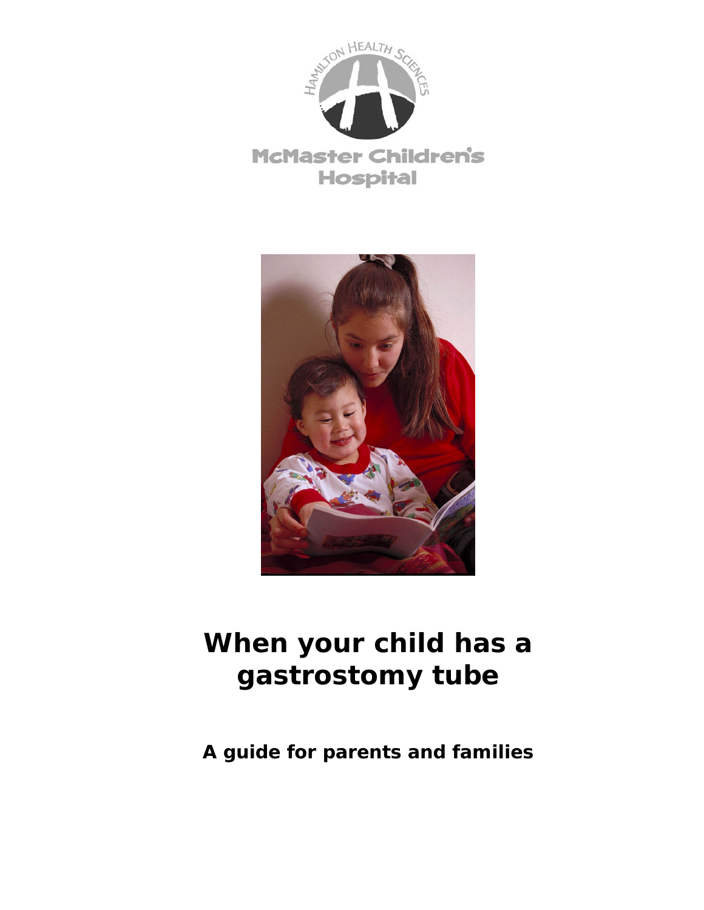Hamilton Health Sciences

McMaster Children's Hospital

# When your child has a gastrostomy tube

**A guide for parents and families**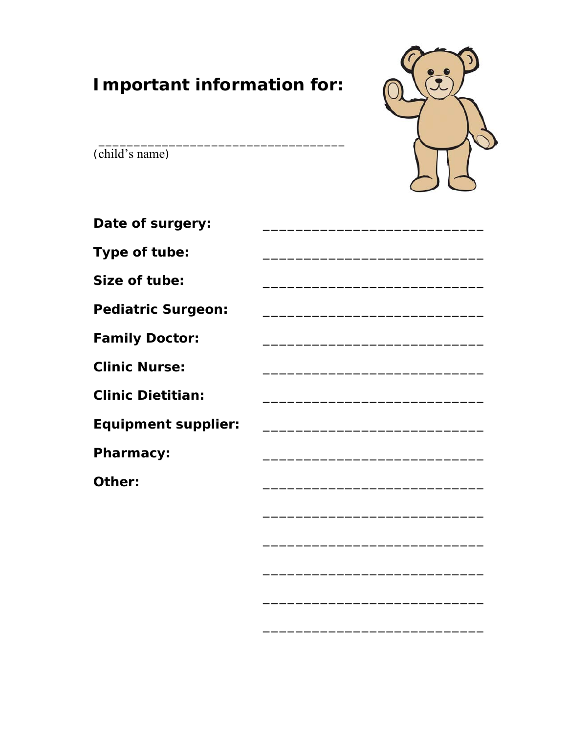# Important information for:

___________________________________
(child's name)

**Date of surgery:** ___________________________

**Type of tube:** ___________________________

**Size of tube:** ___________________________

**Pediatric Surgeon:** ___________________________

**Family Doctor:** ___________________________

**Clinic Nurse:** ___________________________

**Clinic Dietitian:** ___________________________

**Equipment supplier:** ___________________________

**Pharmacy:** ___________________________

**Other:** ___________________________

___________________________

___________________________

___________________________

___________________________

___________________________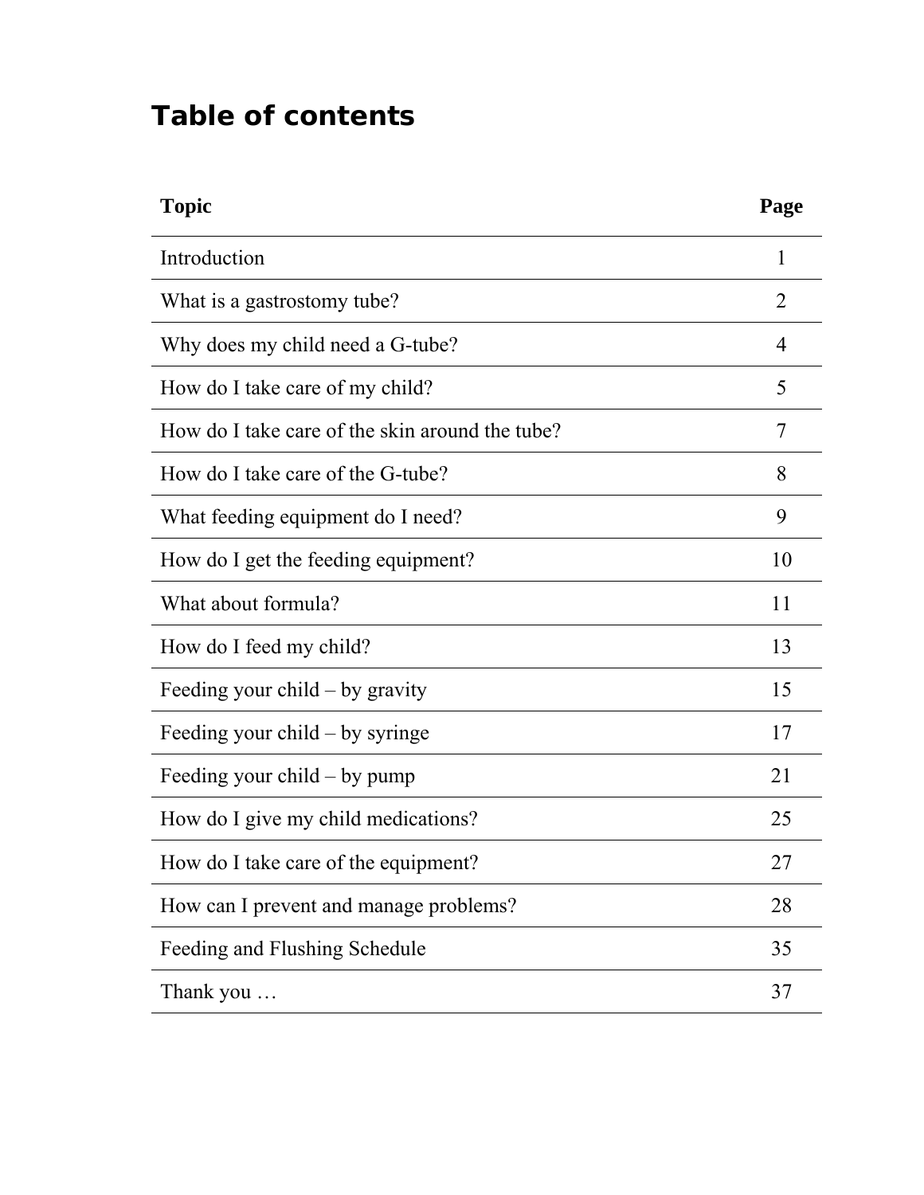# Table of contents

| Topic | Page |
|---|---|
| Introduction | 1 |
| What is a gastrostomy tube? | 2 |
| Why does my child need a G-tube? | 4 |
| How do I take care of my child? | 5 |
| How do I take care of the skin around the tube? | 7 |
| How do I take care of the G-tube? | 8 |
| What feeding equipment do I need? | 9 |
| How do I get the feeding equipment? | 10 |
| What about formula? | 11 |
| How do I feed my child? | 13 |
| Feeding your child – by gravity | 15 |
| Feeding your child – by syringe | 17 |
| Feeding your child – by pump | 21 |
| How do I give my child medications? | 25 |
| How do I take care of the equipment? | 27 |
| How can I prevent and manage problems? | 28 |
| Feeding and Flushing Schedule | 35 |
| Thank you … | 37 |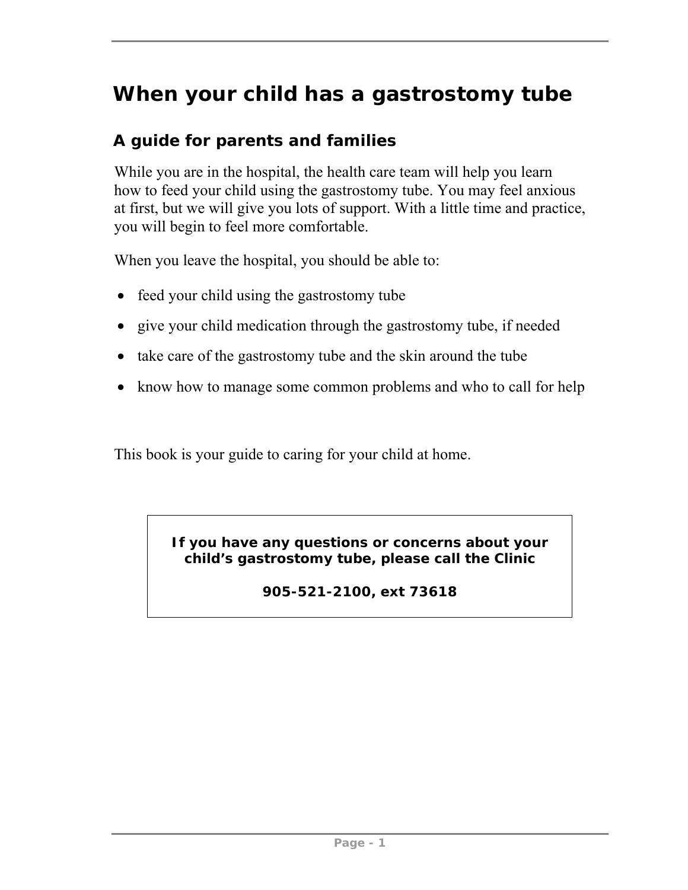# When your child has a gastrostomy tube

## A guide for parents and families

While you are in the hospital, the health care team will help you learn how to feed your child using the gastrostomy tube. You may feel anxious at first, but we will give you lots of support. With a little time and practice, you will begin to feel more comfortable.

When you leave the hospital, you should be able to:

- feed your child using the gastrostomy tube
- give your child medication through the gastrostomy tube, if needed
- take care of the gastrostomy tube and the skin around the tube
- know how to manage some common problems and who to call for help

This book is your guide to caring for your child at home.

**If you have any questions or concerns about your child's gastrostomy tube, please call the Clinic**

**905-521-2100, ext 73618**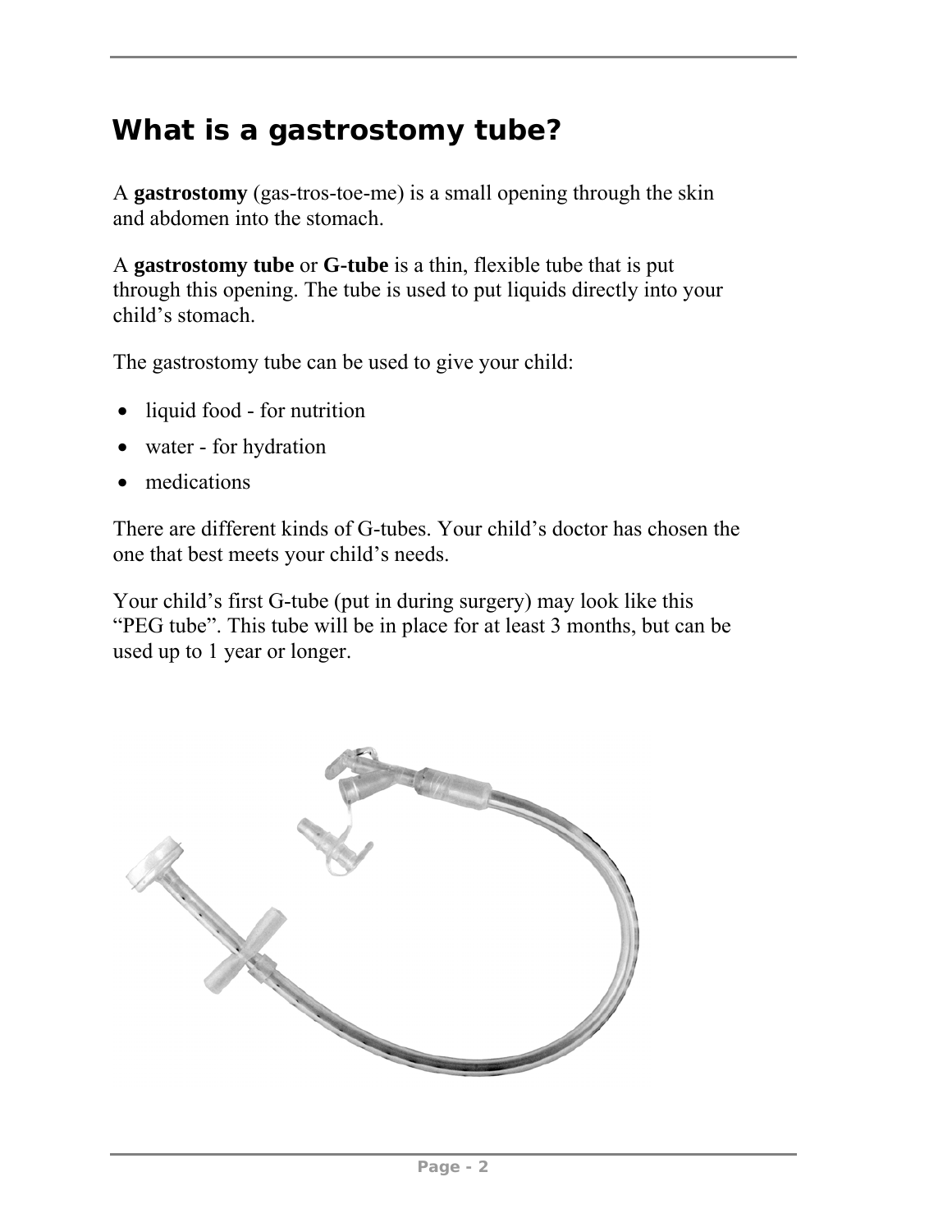# What is a gastrostomy tube?

A **gastrostomy** (gas-tros-toe-me) is a small opening through the skin and abdomen into the stomach.

A **gastrostomy tube** or **G-tube** is a thin, flexible tube that is put through this opening. The tube is used to put liquids directly into your child's stomach.

The gastrostomy tube can be used to give your child:

- liquid food - for nutrition
- water - for hydration
- medications

There are different kinds of G-tubes. Your child's doctor has chosen the one that best meets your child's needs.

Your child's first G-tube (put in during surgery) may look like this "PEG tube". This tube will be in place for at least 3 months, but can be used up to 1 year or longer.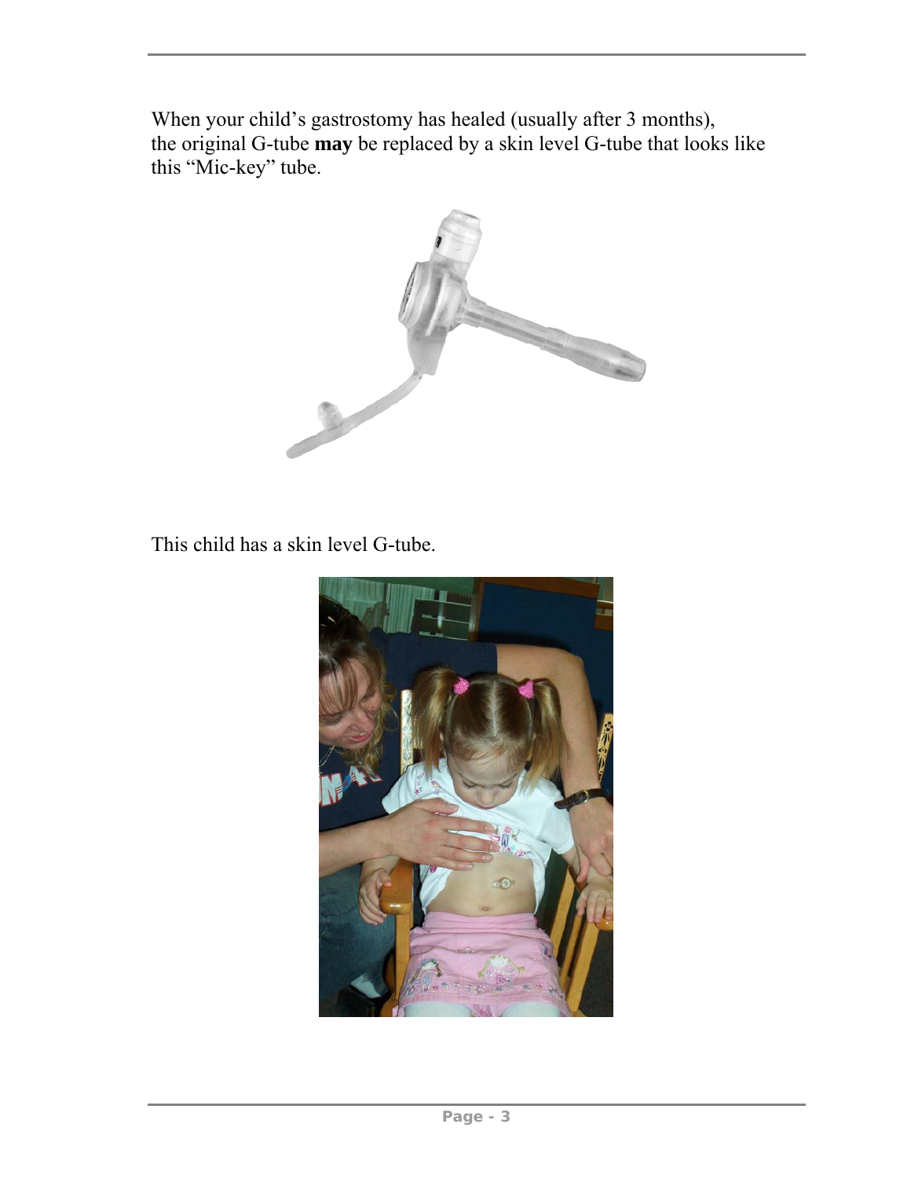When your child's gastrostomy has healed (usually after 3 months), the original G-tube **may** be replaced by a skin level G-tube that looks like this "Mic-key" tube.

This child has a skin level G-tube.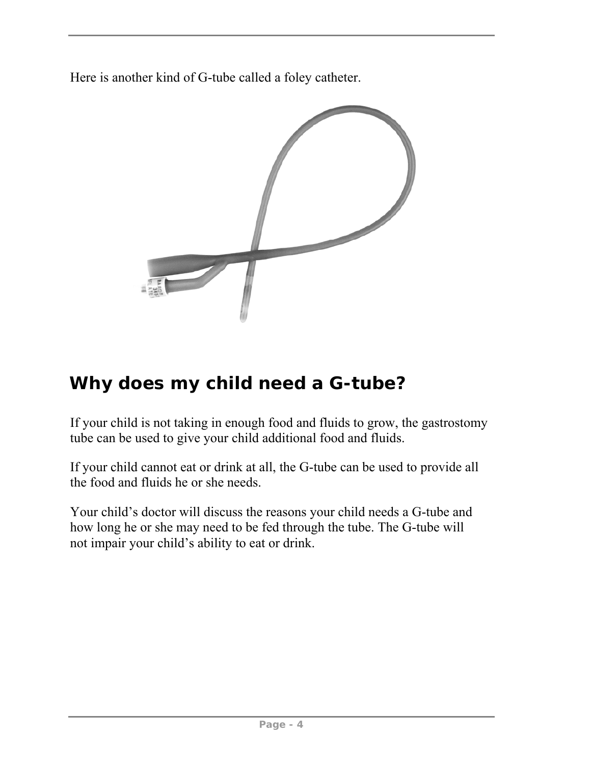Here is another kind of G-tube called a foley catheter.

## Why does my child need a G-tube?

If your child is not taking in enough food and fluids to grow, the gastrostomy tube can be used to give your child additional food and fluids.

If your child cannot eat or drink at all, the G-tube can be used to provide all the food and fluids he or she needs.

Your child's doctor will discuss the reasons your child needs a G-tube and how long he or she may need to be fed through the tube. The G-tube will not impair your child's ability to eat or drink.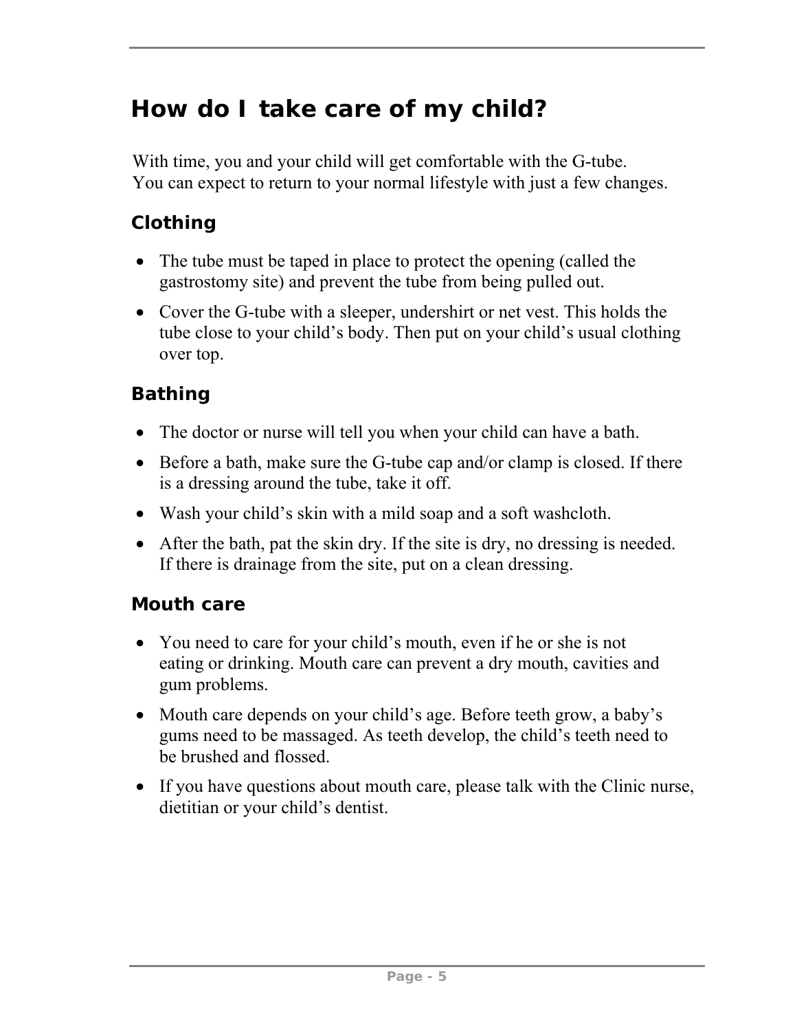# How do I take care of my child?

With time, you and your child will get comfortable with the G-tube. You can expect to return to your normal lifestyle with just a few changes.

## Clothing

- The tube must be taped in place to protect the opening (called the gastrostomy site) and prevent the tube from being pulled out.
- Cover the G-tube with a sleeper, undershirt or net vest. This holds the tube close to your child's body. Then put on your child's usual clothing over top.

## Bathing

- The doctor or nurse will tell you when your child can have a bath.
- Before a bath, make sure the G-tube cap and/or clamp is closed. If there is a dressing around the tube, take it off.
- Wash your child's skin with a mild soap and a soft washcloth.
- After the bath, pat the skin dry. If the site is dry, no dressing is needed. If there is drainage from the site, put on a clean dressing.

## Mouth care

- You need to care for your child's mouth, even if he or she is not eating or drinking. Mouth care can prevent a dry mouth, cavities and gum problems.
- Mouth care depends on your child's age. Before teeth grow, a baby's gums need to be massaged. As teeth develop, the child's teeth need to be brushed and flossed.
- If you have questions about mouth care, please talk with the Clinic nurse, dietitian or your child's dentist.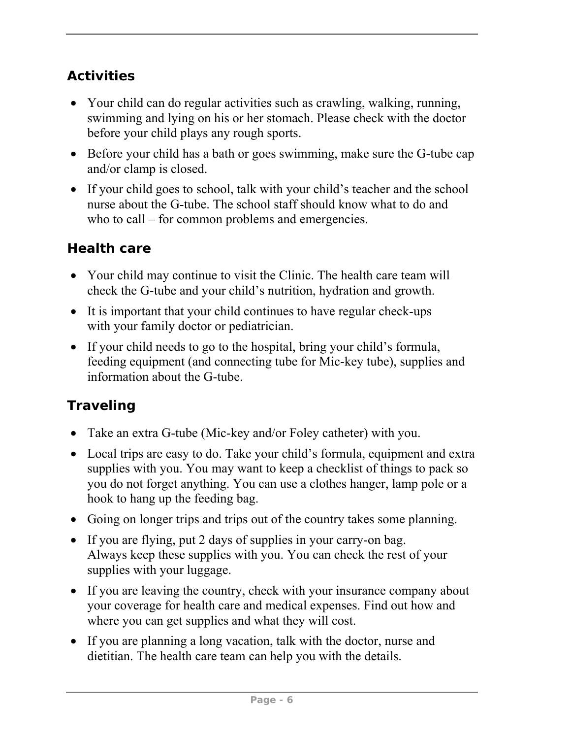## Activities

- Your child can do regular activities such as crawling, walking, running, swimming and lying on his or her stomach. Please check with the doctor before your child plays any rough sports.
- Before your child has a bath or goes swimming, make sure the G-tube cap and/or clamp is closed.
- If your child goes to school, talk with your child's teacher and the school nurse about the G-tube. The school staff should know what to do and who to call – for common problems and emergencies.

## Health care

- Your child may continue to visit the Clinic. The health care team will check the G-tube and your child's nutrition, hydration and growth.
- It is important that your child continues to have regular check-ups with your family doctor or pediatrician.
- If your child needs to go to the hospital, bring your child's formula, feeding equipment (and connecting tube for Mic-key tube), supplies and information about the G-tube.

## Traveling

- Take an extra G-tube (Mic-key and/or Foley catheter) with you.
- Local trips are easy to do. Take your child's formula, equipment and extra supplies with you. You may want to keep a checklist of things to pack so you do not forget anything. You can use a clothes hanger, lamp pole or a hook to hang up the feeding bag.
- Going on longer trips and trips out of the country takes some planning.
- If you are flying, put 2 days of supplies in your carry-on bag. Always keep these supplies with you. You can check the rest of your supplies with your luggage.
- If you are leaving the country, check with your insurance company about your coverage for health care and medical expenses. Find out how and where you can get supplies and what they will cost.
- If you are planning a long vacation, talk with the doctor, nurse and dietitian. The health care team can help you with the details.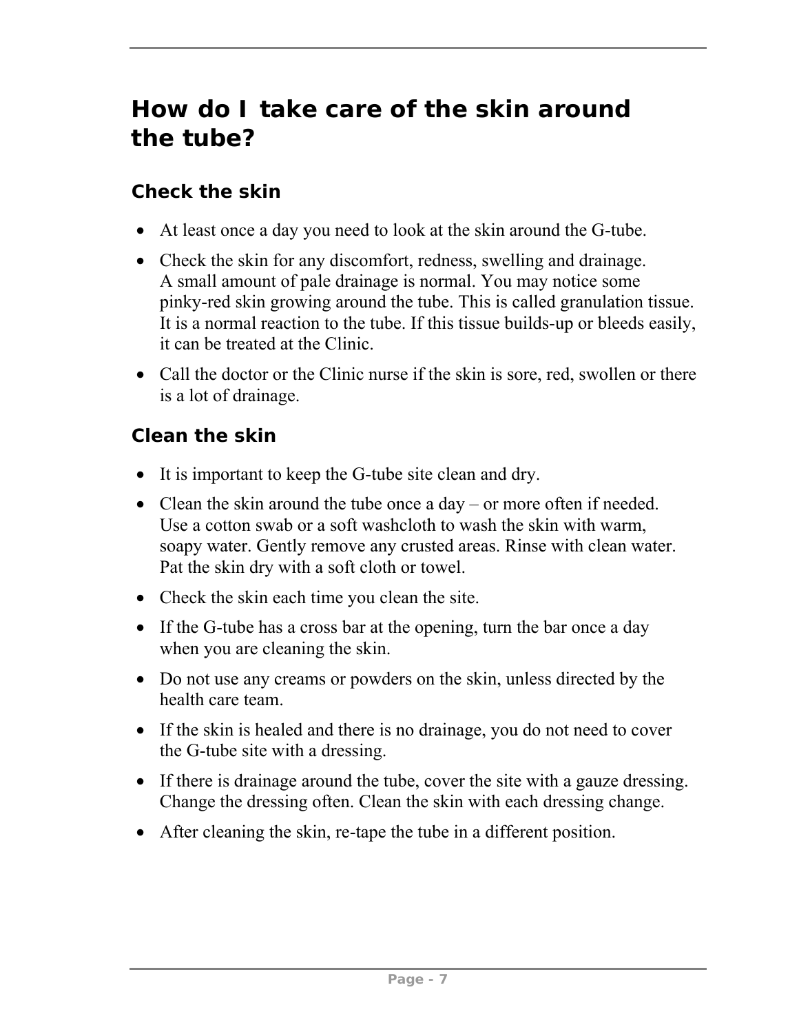## How do I take care of the skin around the tube?

### Check the skin

- At least once a day you need to look at the skin around the G-tube.
- Check the skin for any discomfort, redness, swelling and drainage. A small amount of pale drainage is normal. You may notice some pinky-red skin growing around the tube. This is called granulation tissue. It is a normal reaction to the tube. If this tissue builds-up or bleeds easily, it can be treated at the Clinic.
- Call the doctor or the Clinic nurse if the skin is sore, red, swollen or there is a lot of drainage.

### Clean the skin

- It is important to keep the G-tube site clean and dry.
- Clean the skin around the tube once a day – or more often if needed. Use a cotton swab or a soft washcloth to wash the skin with warm, soapy water. Gently remove any crusted areas. Rinse with clean water. Pat the skin dry with a soft cloth or towel.
- Check the skin each time you clean the site.
- If the G-tube has a cross bar at the opening, turn the bar once a day when you are cleaning the skin.
- Do not use any creams or powders on the skin, unless directed by the health care team.
- If the skin is healed and there is no drainage, you do not need to cover the G-tube site with a dressing.
- If there is drainage around the tube, cover the site with a gauze dressing. Change the dressing often. Clean the skin with each dressing change.
- After cleaning the skin, re-tape the tube in a different position.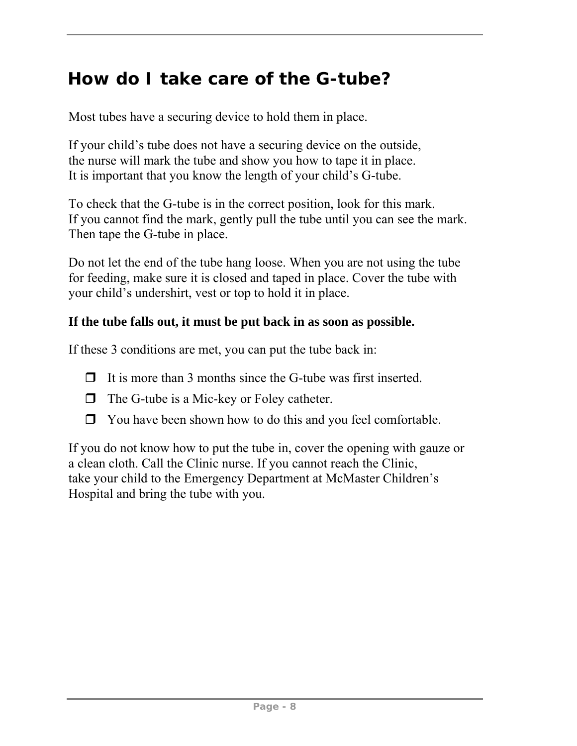## How do I take care of the G-tube?

Most tubes have a securing device to hold them in place.

If your child's tube does not have a securing device on the outside, the nurse will mark the tube and show you how to tape it in place. It is important that you know the length of your child's G-tube.

To check that the G-tube is in the correct position, look for this mark. If you cannot find the mark, gently pull the tube until you can see the mark. Then tape the G-tube in place.

Do not let the end of the tube hang loose. When you are not using the tube for feeding, make sure it is closed and taped in place. Cover the tube with your child's undershirt, vest or top to hold it in place.

**If the tube falls out, it must be put back in as soon as possible.**

If these 3 conditions are met, you can put the tube back in:

- ❐ It is more than 3 months since the G-tube was first inserted.
- ❐ The G-tube is a Mic-key or Foley catheter.
- ❐ You have been shown how to do this and you feel comfortable.

If you do not know how to put the tube in, cover the opening with gauze or a clean cloth. Call the Clinic nurse. If you cannot reach the Clinic, take your child to the Emergency Department at McMaster Children's Hospital and bring the tube with you.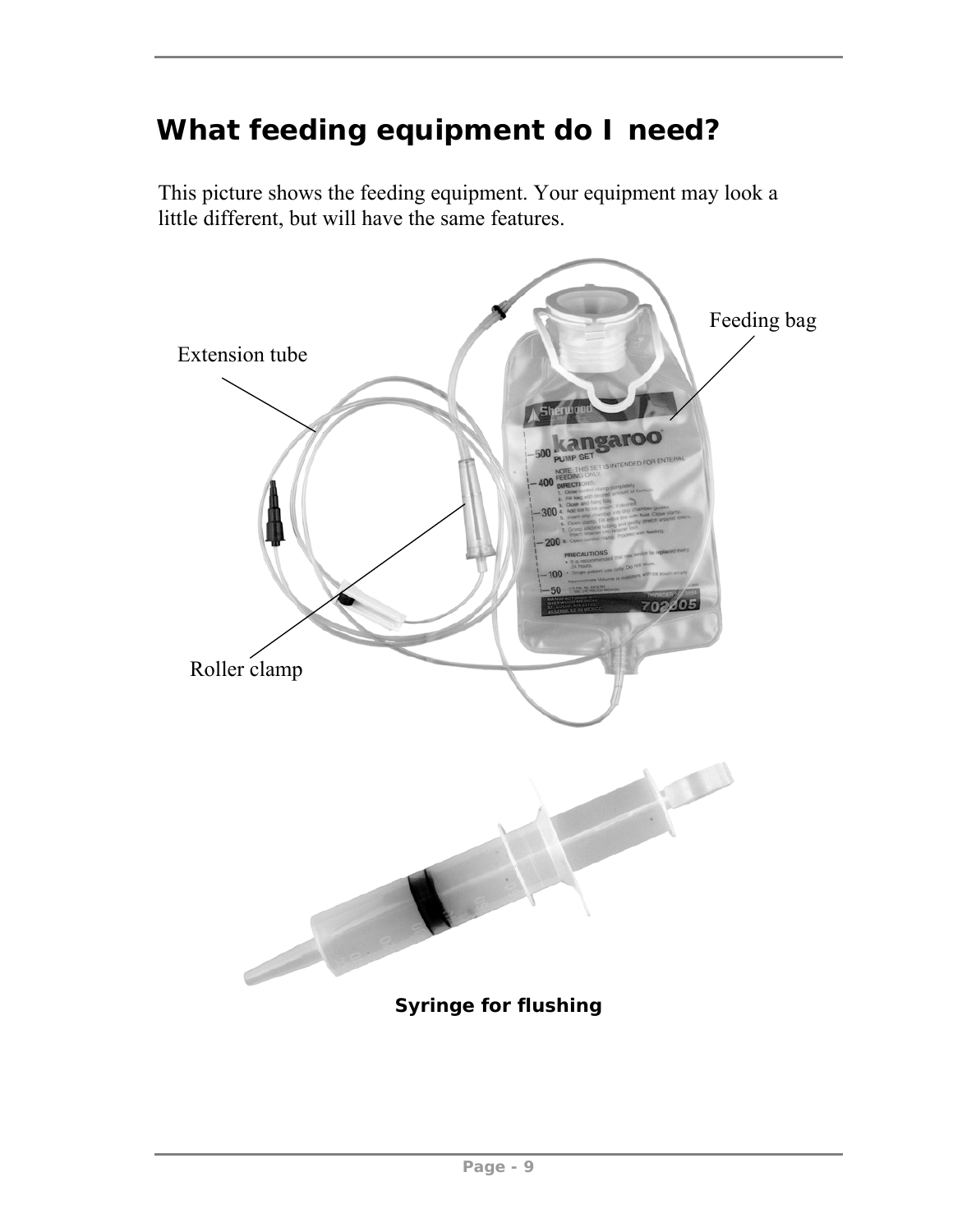## What feeding equipment do I need?

This picture shows the feeding equipment. Your equipment may look a little different, but will have the same features.

Feeding bag

Extension tube

Roller clamp

**Syringe for flushing**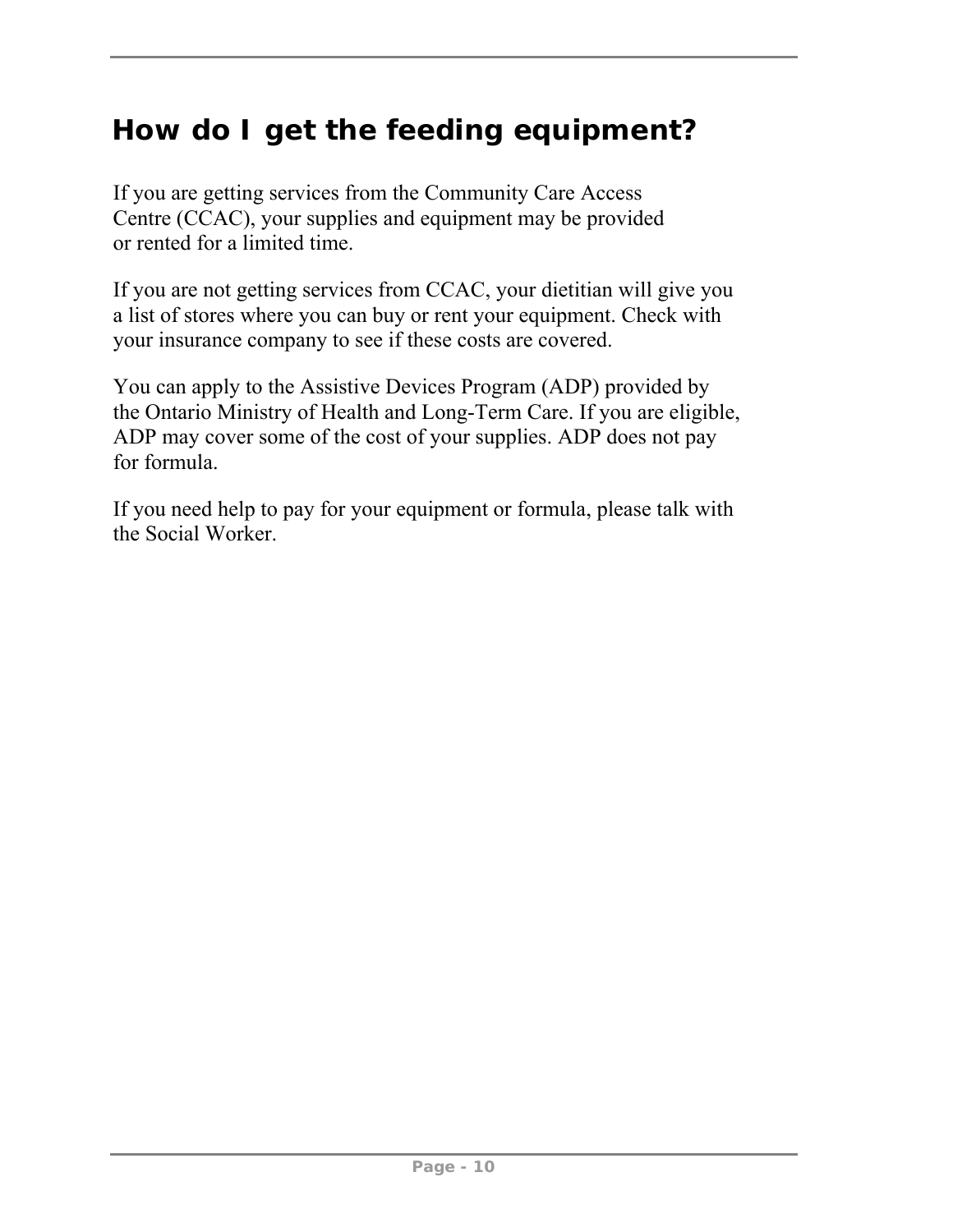## How do I get the feeding equipment?

If you are getting services from the Community Care Access Centre (CCAC), your supplies and equipment may be provided or rented for a limited time.

If you are not getting services from CCAC, your dietitian will give you a list of stores where you can buy or rent your equipment. Check with your insurance company to see if these costs are covered.

You can apply to the Assistive Devices Program (ADP) provided by the Ontario Ministry of Health and Long-Term Care. If you are eligible, ADP may cover some of the cost of your supplies. ADP does not pay for formula.

If you need help to pay for your equipment or formula, please talk with the Social Worker.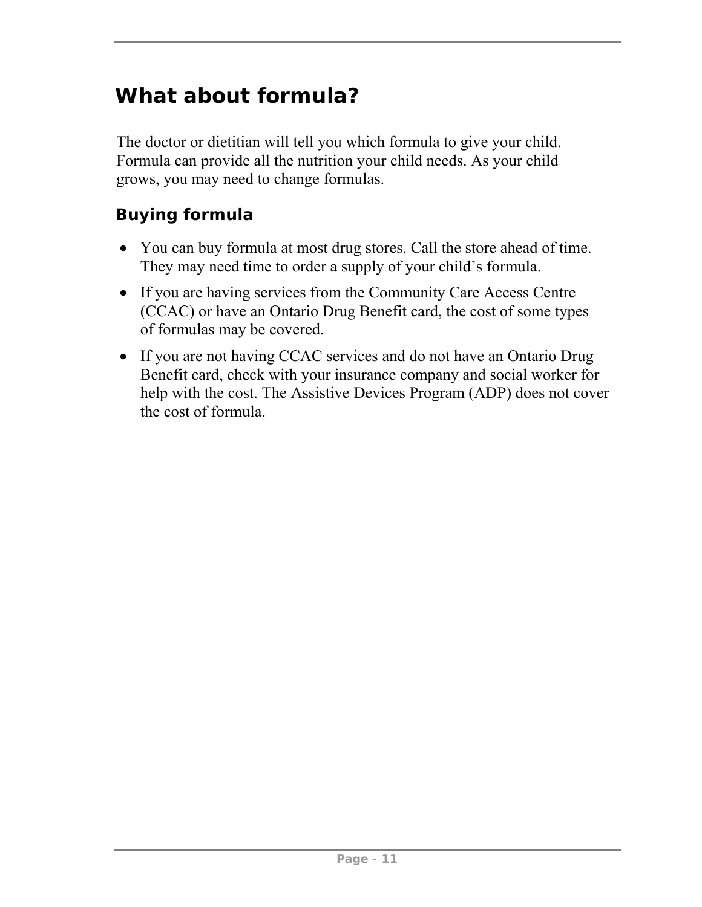## What about formula?

The doctor or dietitian will tell you which formula to give your child. Formula can provide all the nutrition your child needs. As your child grows, you may need to change formulas.

### Buying formula

- You can buy formula at most drug stores. Call the store ahead of time. They may need time to order a supply of your child's formula.
- If you are having services from the Community Care Access Centre (CCAC) or have an Ontario Drug Benefit card, the cost of some types of formulas may be covered.
- If you are not having CCAC services and do not have an Ontario Drug Benefit card, check with your insurance company and social worker for help with the cost. The Assistive Devices Program (ADP) does not cover the cost of formula.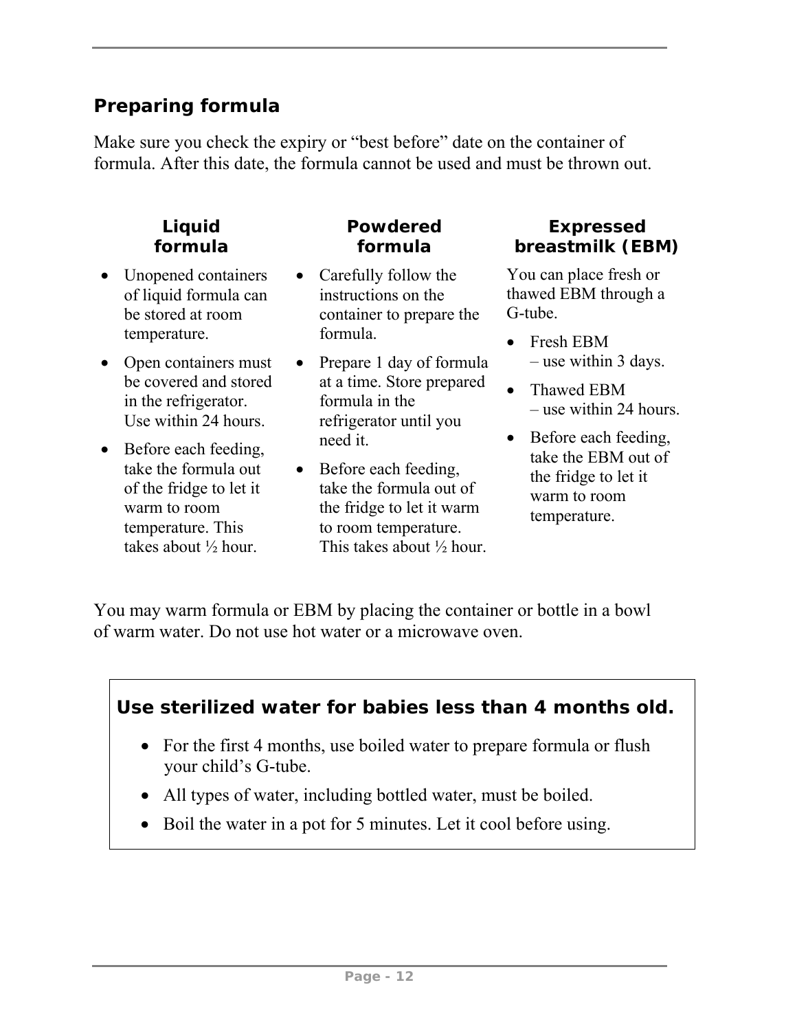## Preparing formula

Make sure you check the expiry or "best before" date on the container of formula. After this date, the formula cannot be used and must be thrown out.

### Liquid formula

- Unopened containers of liquid formula can be stored at room temperature.
- Open containers must be covered and stored in the refrigerator. Use within 24 hours.
- Before each feeding, take the formula out of the fridge to let it warm to room temperature. This takes about ½ hour.

### Powdered formula

- Carefully follow the instructions on the container to prepare the formula.
- Prepare 1 day of formula at a time. Store prepared formula in the refrigerator until you need it.
- Before each feeding, take the formula out of the fridge to let it warm to room temperature. This takes about ½ hour.

### Expressed breastmilk (EBM)

You can place fresh or thawed EBM through a G-tube.

- Fresh EBM – use within 3 days.
- Thawed EBM – use within 24 hours.
- Before each feeding, take the EBM out of the fridge to let it warm to room temperature.

You may warm formula or EBM by placing the container or bottle in a bowl of warm water. Do not use hot water or a microwave oven.

**Use sterilized water for babies less than 4 months old.**

- For the first 4 months, use boiled water to prepare formula or flush your child's G-tube.
- All types of water, including bottled water, must be boiled.
- Boil the water in a pot for 5 minutes. Let it cool before using.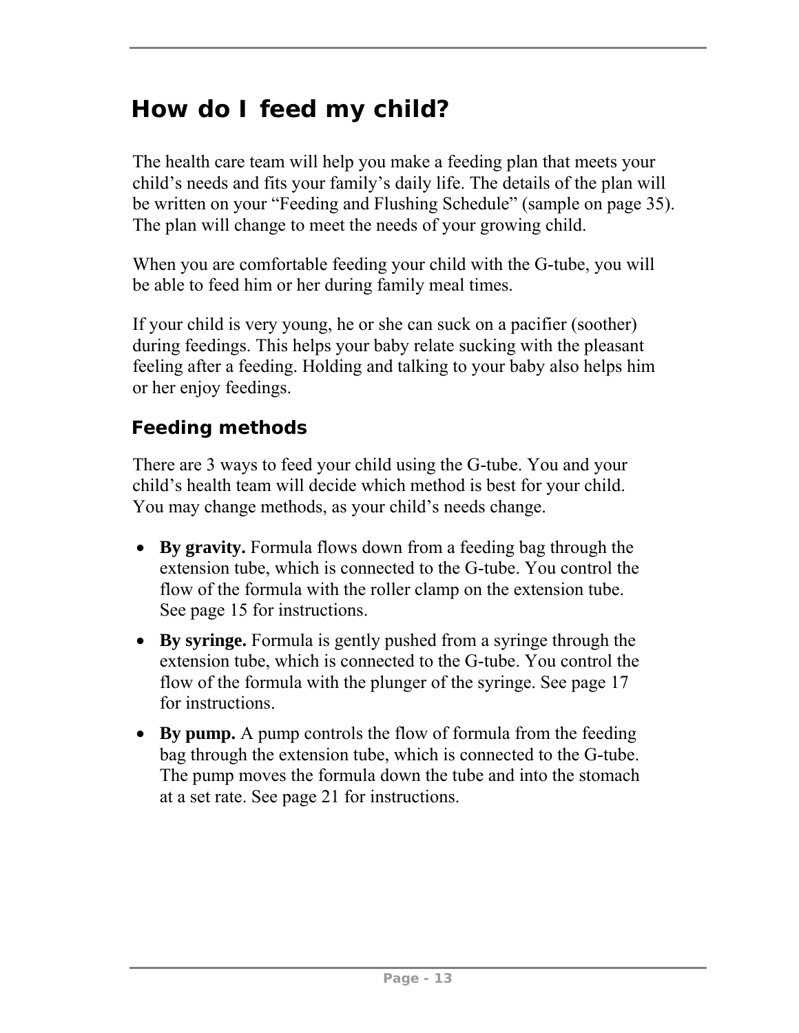# How do I feed my child?

The health care team will help you make a feeding plan that meets your child's needs and fits your family's daily life. The details of the plan will be written on your "Feeding and Flushing Schedule" (sample on page 35). The plan will change to meet the needs of your growing child.

When you are comfortable feeding your child with the G-tube, you will be able to feed him or her during family meal times.

If your child is very young, he or she can suck on a pacifier (soother) during feedings. This helps your baby relate sucking with the pleasant feeling after a feeding. Holding and talking to your baby also helps him or her enjoy feedings.

## Feeding methods

There are 3 ways to feed your child using the G-tube. You and your child's health team will decide which method is best for your child. You may change methods, as your child's needs change.

- **By gravity.** Formula flows down from a feeding bag through the extension tube, which is connected to the G-tube. You control the flow of the formula with the roller clamp on the extension tube. See page 15 for instructions.
- **By syringe.** Formula is gently pushed from a syringe through the extension tube, which is connected to the G-tube. You control the flow of the formula with the plunger of the syringe. See page 17 for instructions.
- **By pump.** A pump controls the flow of formula from the feeding bag through the extension tube, which is connected to the G-tube. The pump moves the formula down the tube and into the stomach at a set rate. See page 21 for instructions.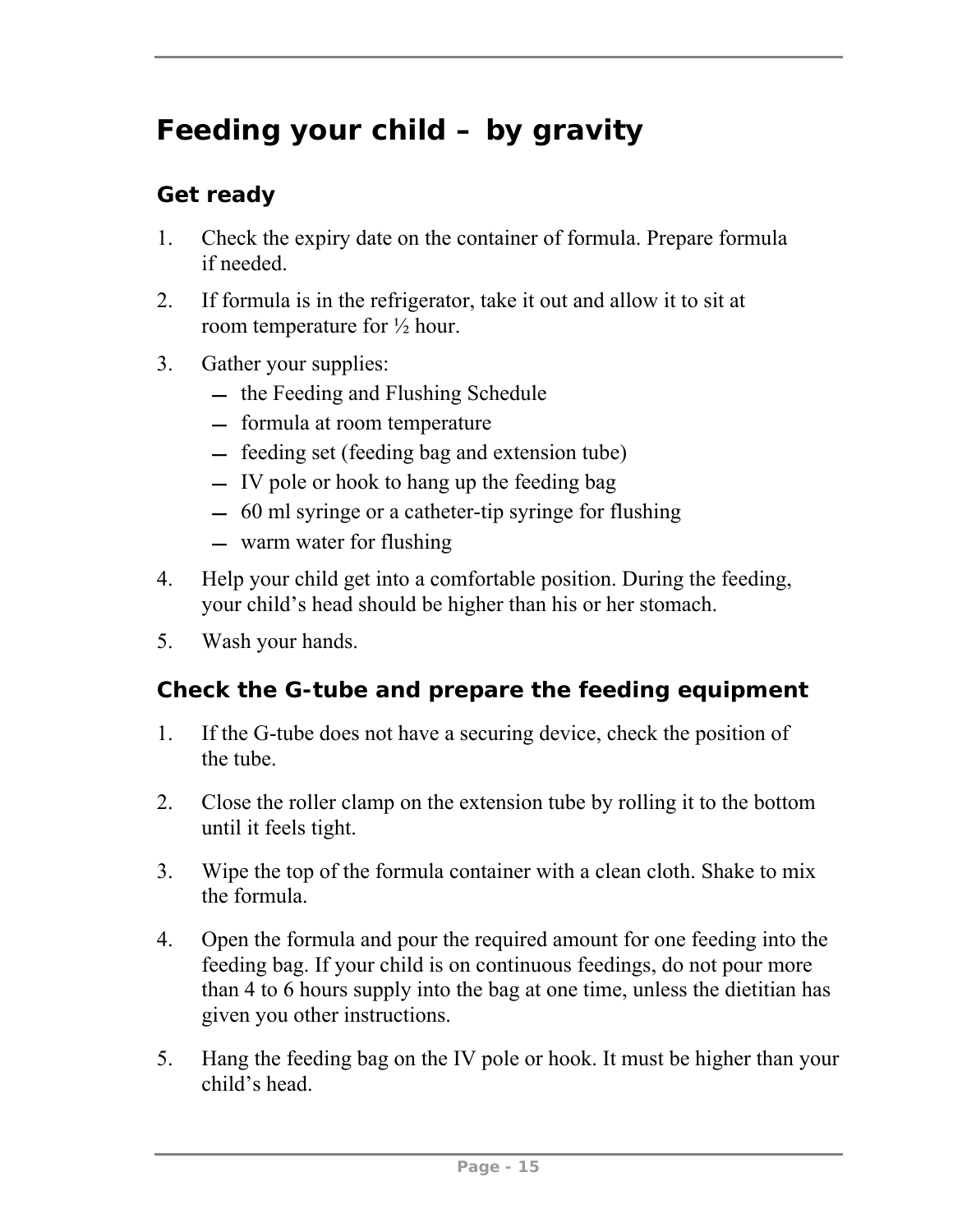# Feeding your child – by gravity

## Get ready

1. Check the expiry date on the container of formula. Prepare formula if needed.
2. If formula is in the refrigerator, take it out and allow it to sit at room temperature for ½ hour.
3. Gather your supplies:
   - the Feeding and Flushing Schedule
   - formula at room temperature
   - feeding set (feeding bag and extension tube)
   - IV pole or hook to hang up the feeding bag
   - 60 ml syringe or a catheter-tip syringe for flushing
   - warm water for flushing
4. Help your child get into a comfortable position. During the feeding, your child's head should be higher than his or her stomach.
5. Wash your hands.

## Check the G-tube and prepare the feeding equipment

1. If the G-tube does not have a securing device, check the position of the tube.
2. Close the roller clamp on the extension tube by rolling it to the bottom until it feels tight.
3. Wipe the top of the formula container with a clean cloth. Shake to mix the formula.
4. Open the formula and pour the required amount for one feeding into the feeding bag. If your child is on continuous feedings, do not pour more than 4 to 6 hours supply into the bag at one time, unless the dietitian has given you other instructions.
5. Hang the feeding bag on the IV pole or hook. It must be higher than your child's head.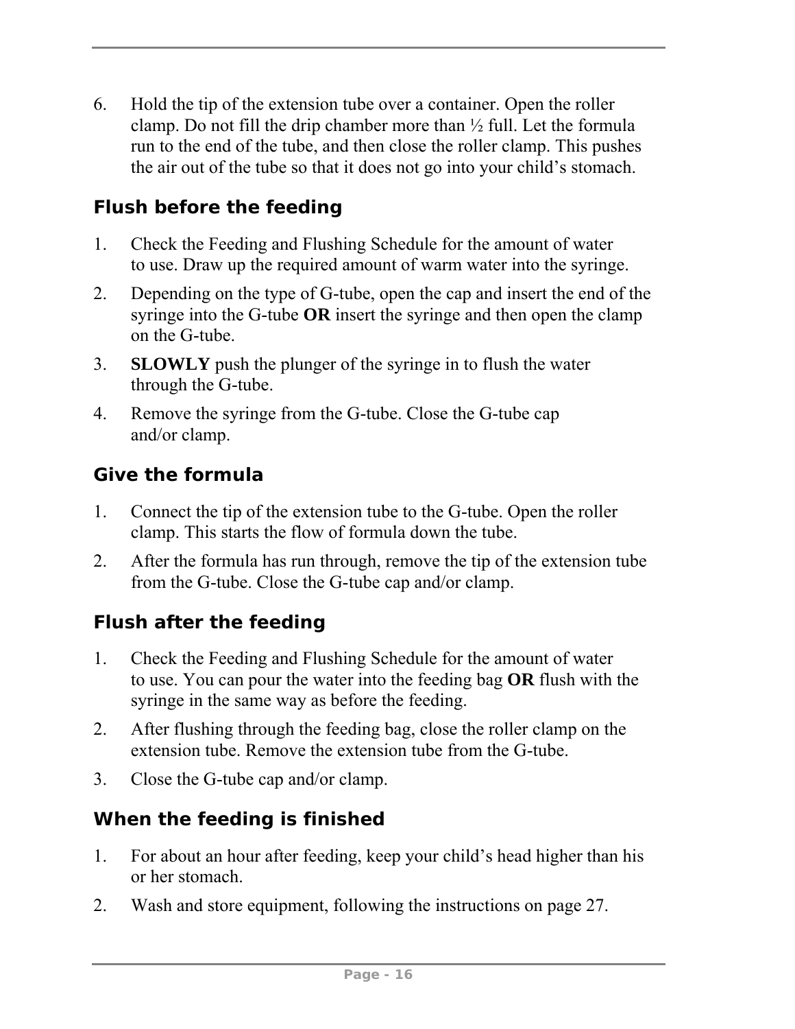6. Hold the tip of the extension tube over a container. Open the roller clamp. Do not fill the drip chamber more than ½ full. Let the formula run to the end of the tube, and then close the roller clamp. This pushes the air out of the tube so that it does not go into your child's stomach.

### Flush before the feeding

1. Check the Feeding and Flushing Schedule for the amount of water to use. Draw up the required amount of warm water into the syringe.
2. Depending on the type of G-tube, open the cap and insert the end of the syringe into the G-tube **OR** insert the syringe and then open the clamp on the G-tube.
3. **SLOWLY** push the plunger of the syringe in to flush the water through the G-tube.
4. Remove the syringe from the G-tube. Close the G-tube cap and/or clamp.

### Give the formula

1. Connect the tip of the extension tube to the G-tube. Open the roller clamp. This starts the flow of formula down the tube.
2. After the formula has run through, remove the tip of the extension tube from the G-tube. Close the G-tube cap and/or clamp.

### Flush after the feeding

1. Check the Feeding and Flushing Schedule for the amount of water to use. You can pour the water into the feeding bag **OR** flush with the syringe in the same way as before the feeding.
2. After flushing through the feeding bag, close the roller clamp on the extension tube. Remove the extension tube from the G-tube.
3. Close the G-tube cap and/or clamp.

### When the feeding is finished

1. For about an hour after feeding, keep your child's head higher than his or her stomach.
2. Wash and store equipment, following the instructions on page 27.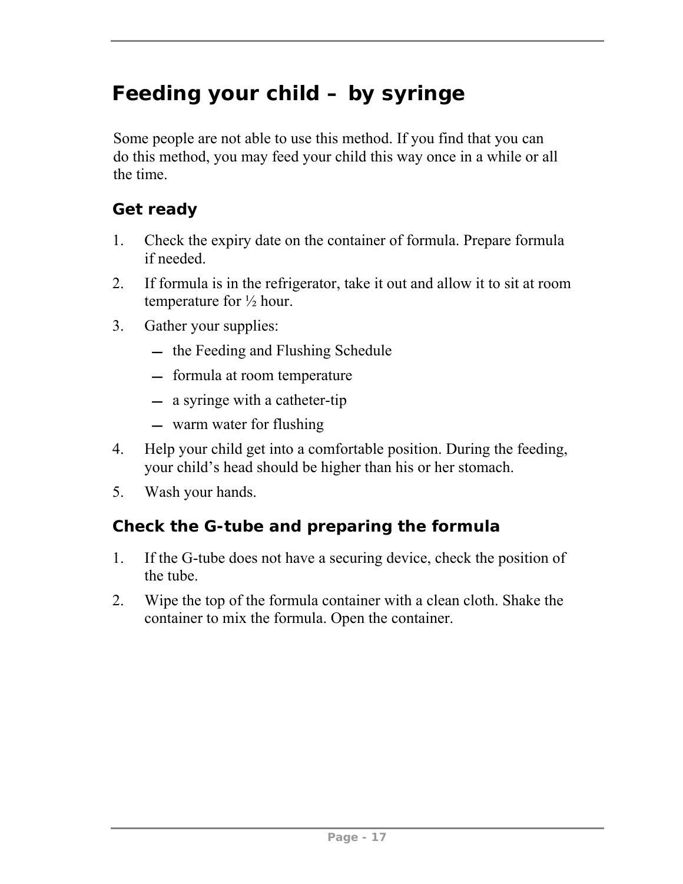# Feeding your child – by syringe

Some people are not able to use this method. If you find that you can do this method, you may feed your child this way once in a while or all the time.

## Get ready

1. Check the expiry date on the container of formula. Prepare formula if needed.
2. If formula is in the refrigerator, take it out and allow it to sit at room temperature for ½ hour.
3. Gather your supplies:
   - the Feeding and Flushing Schedule
   - formula at room temperature
   - a syringe with a catheter-tip
   - warm water for flushing
4. Help your child get into a comfortable position. During the feeding, your child's head should be higher than his or her stomach.
5. Wash your hands.

## Check the G-tube and preparing the formula

1. If the G-tube does not have a securing device, check the position of the tube.
2. Wipe the top of the formula container with a clean cloth. Shake the container to mix the formula. Open the container.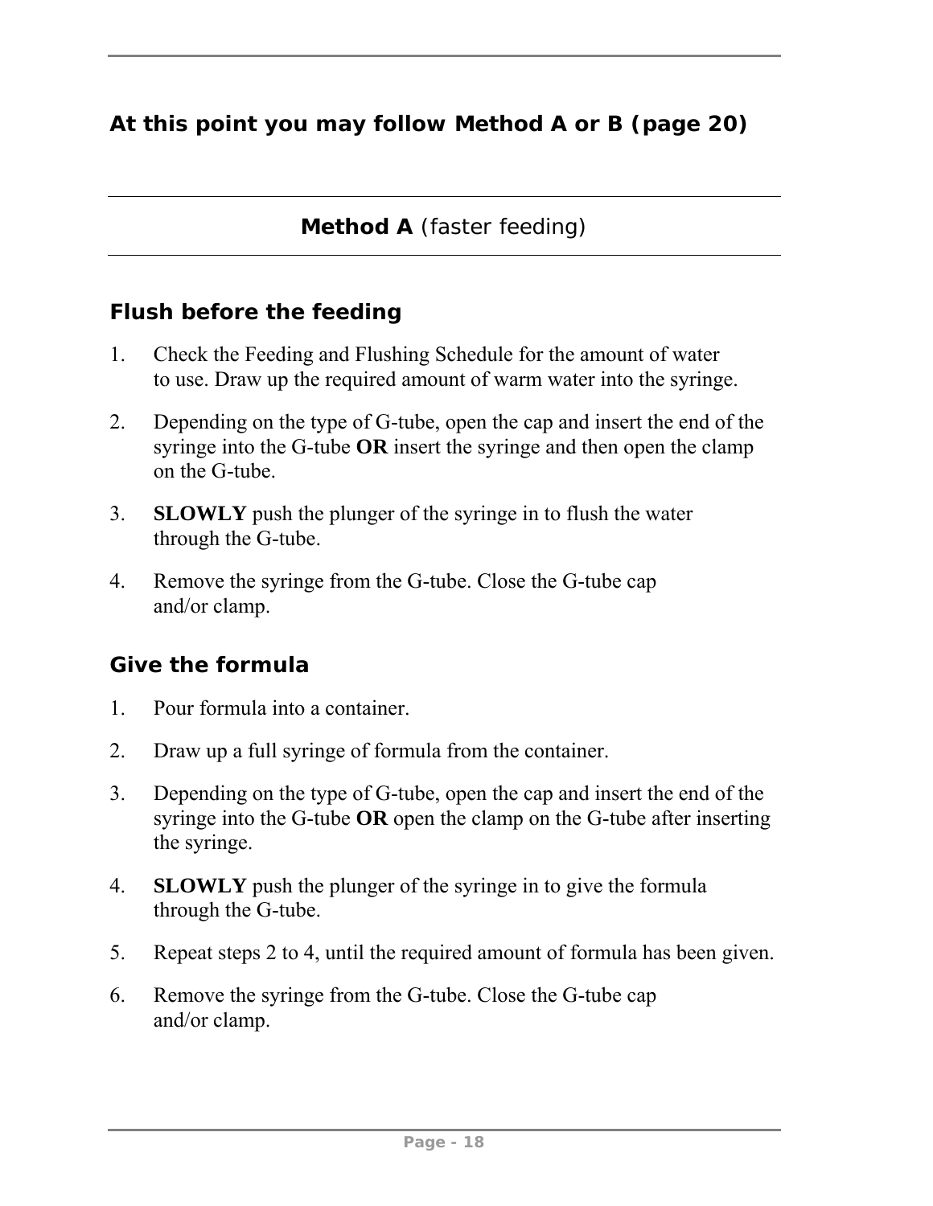**At this point you may follow Method A or B (page 20)**

## **Method A** (faster feeding)

### Flush before the feeding

1. Check the Feeding and Flushing Schedule for the amount of water to use. Draw up the required amount of warm water into the syringe.
2. Depending on the type of G-tube, open the cap and insert the end of the syringe into the G-tube **OR** insert the syringe and then open the clamp on the G-tube.
3. **SLOWLY** push the plunger of the syringe in to flush the water through the G-tube.
4. Remove the syringe from the G-tube. Close the G-tube cap and/or clamp.

### Give the formula

1. Pour formula into a container.
2. Draw up a full syringe of formula from the container.
3. Depending on the type of G-tube, open the cap and insert the end of the syringe into the G-tube **OR** open the clamp on the G-tube after inserting the syringe.
4. **SLOWLY** push the plunger of the syringe in to give the formula through the G-tube.
5. Repeat steps 2 to 4, until the required amount of formula has been given.
6. Remove the syringe from the G-tube. Close the G-tube cap and/or clamp.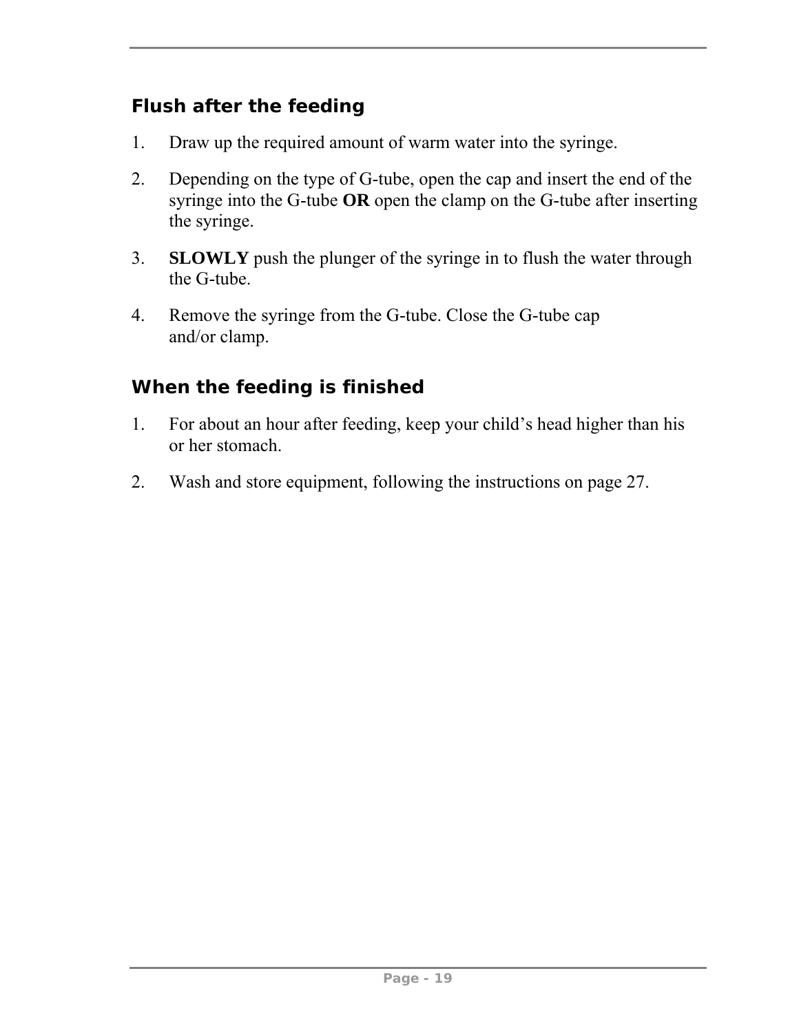## Flush after the feeding

1. Draw up the required amount of warm water into the syringe.

2. Depending on the type of G-tube, open the cap and insert the end of the syringe into the G-tube **OR** open the clamp on the G-tube after inserting the syringe.

3. **SLOWLY** push the plunger of the syringe in to flush the water through the G-tube.

4. Remove the syringe from the G-tube. Close the G-tube cap and/or clamp.

## When the feeding is finished

1. For about an hour after feeding, keep your child's head higher than his or her stomach.

2. Wash and store equipment, following the instructions on page 27.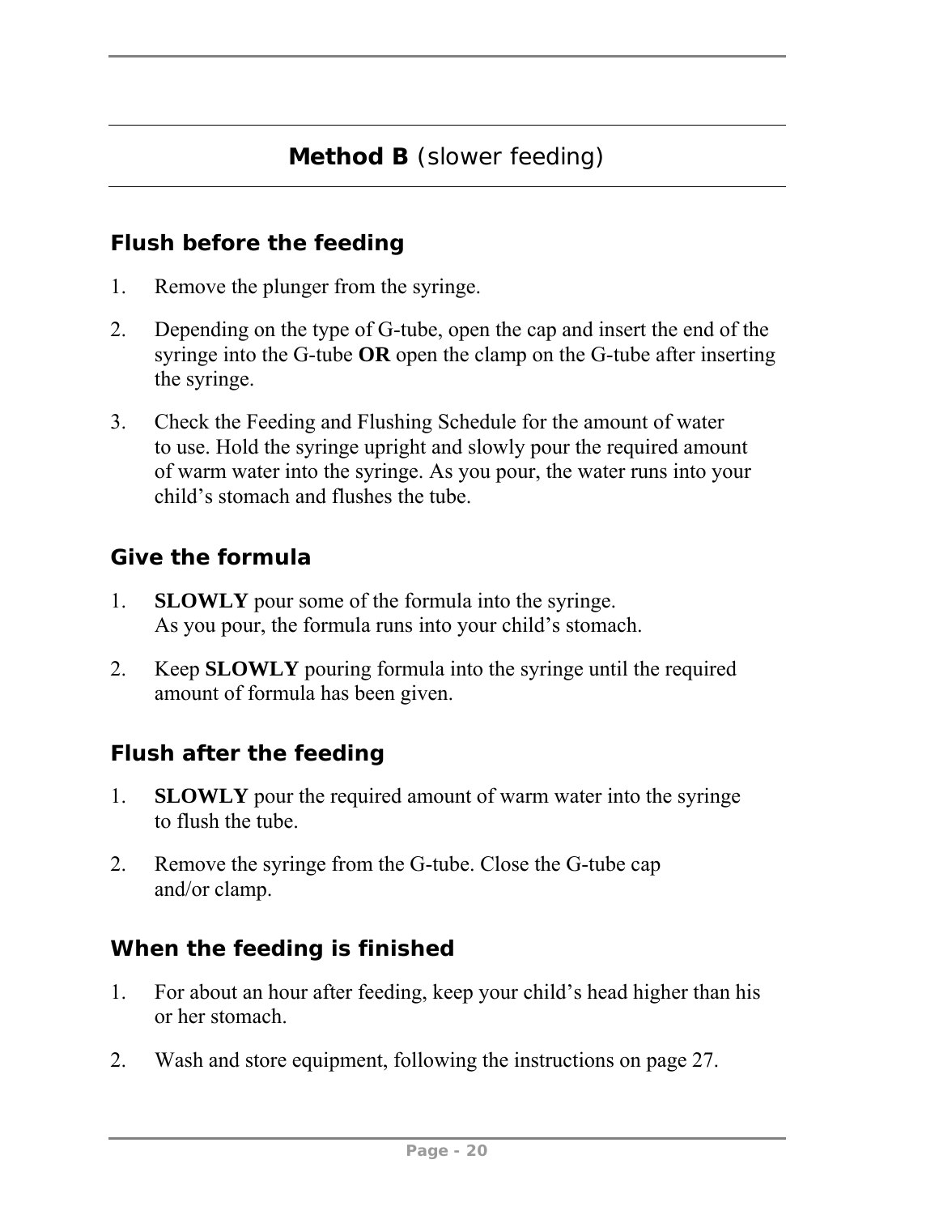## **Method B** (slower feeding)

### Flush before the feeding

1. Remove the plunger from the syringe.
2. Depending on the type of G-tube, open the cap and insert the end of the syringe into the G-tube **OR** open the clamp on the G-tube after inserting the syringe.
3. Check the Feeding and Flushing Schedule for the amount of water to use. Hold the syringe upright and slowly pour the required amount of warm water into the syringe. As you pour, the water runs into your child's stomach and flushes the tube.

### Give the formula

1. **SLOWLY** pour some of the formula into the syringe. As you pour, the formula runs into your child's stomach.
2. Keep **SLOWLY** pouring formula into the syringe until the required amount of formula has been given.

### Flush after the feeding

1. **SLOWLY** pour the required amount of warm water into the syringe to flush the tube.
2. Remove the syringe from the G-tube. Close the G-tube cap and/or clamp.

### When the feeding is finished

1. For about an hour after feeding, keep your child's head higher than his or her stomach.
2. Wash and store equipment, following the instructions on page 27.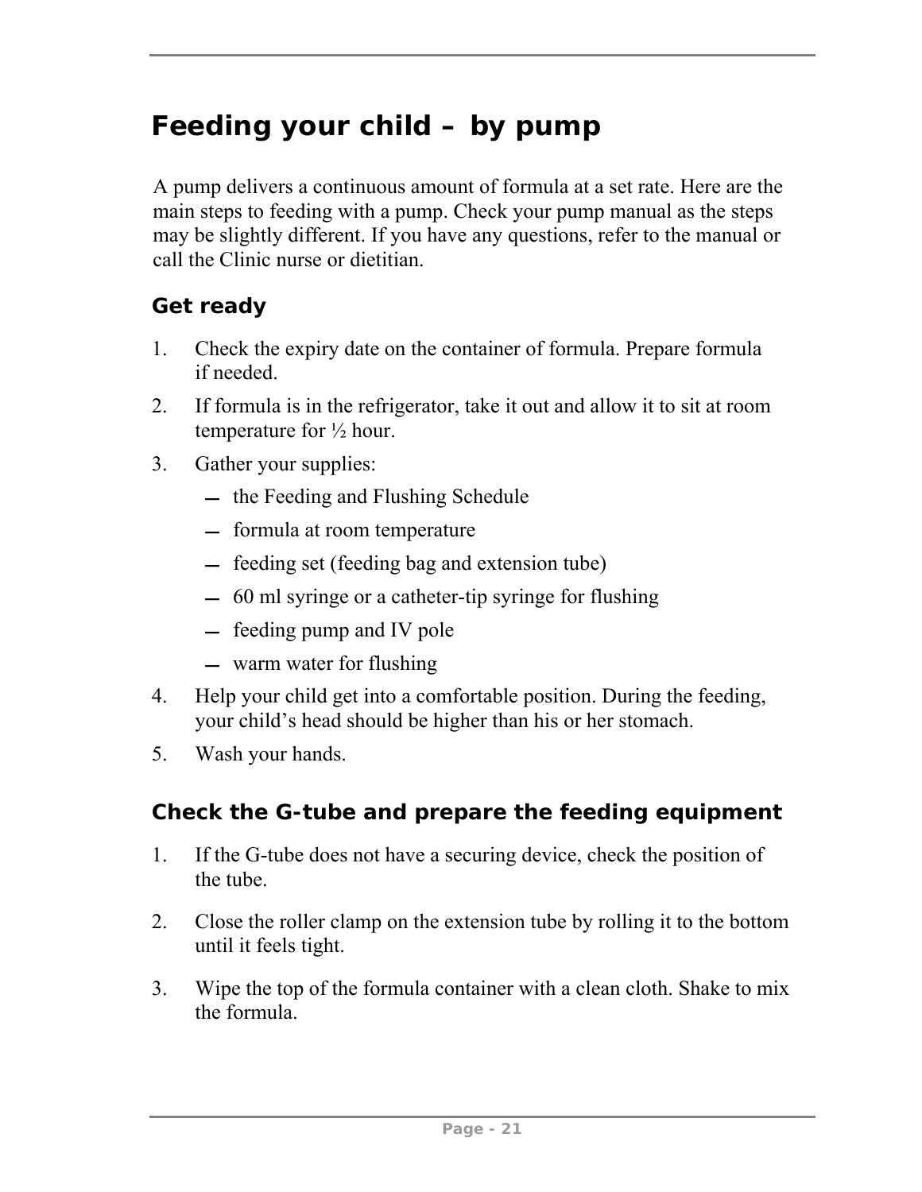# Feeding your child – by pump

A pump delivers a continuous amount of formula at a set rate. Here are the main steps to feeding with a pump. Check your pump manual as the steps may be slightly different. If you have any questions, refer to the manual or call the Clinic nurse or dietitian.

## Get ready

1. Check the expiry date on the container of formula. Prepare formula if needed.
2. If formula is in the refrigerator, take it out and allow it to sit at room temperature for ½ hour.
3. Gather your supplies:
   - the Feeding and Flushing Schedule
   - formula at room temperature
   - feeding set (feeding bag and extension tube)
   - 60 ml syringe or a catheter-tip syringe for flushing
   - feeding pump and IV pole
   - warm water for flushing
4. Help your child get into a comfortable position. During the feeding, your child's head should be higher than his or her stomach.
5. Wash your hands.

## Check the G-tube and prepare the feeding equipment

1. If the G-tube does not have a securing device, check the position of the tube.
2. Close the roller clamp on the extension tube by rolling it to the bottom until it feels tight.
3. Wipe the top of the formula container with a clean cloth. Shake to mix the formula.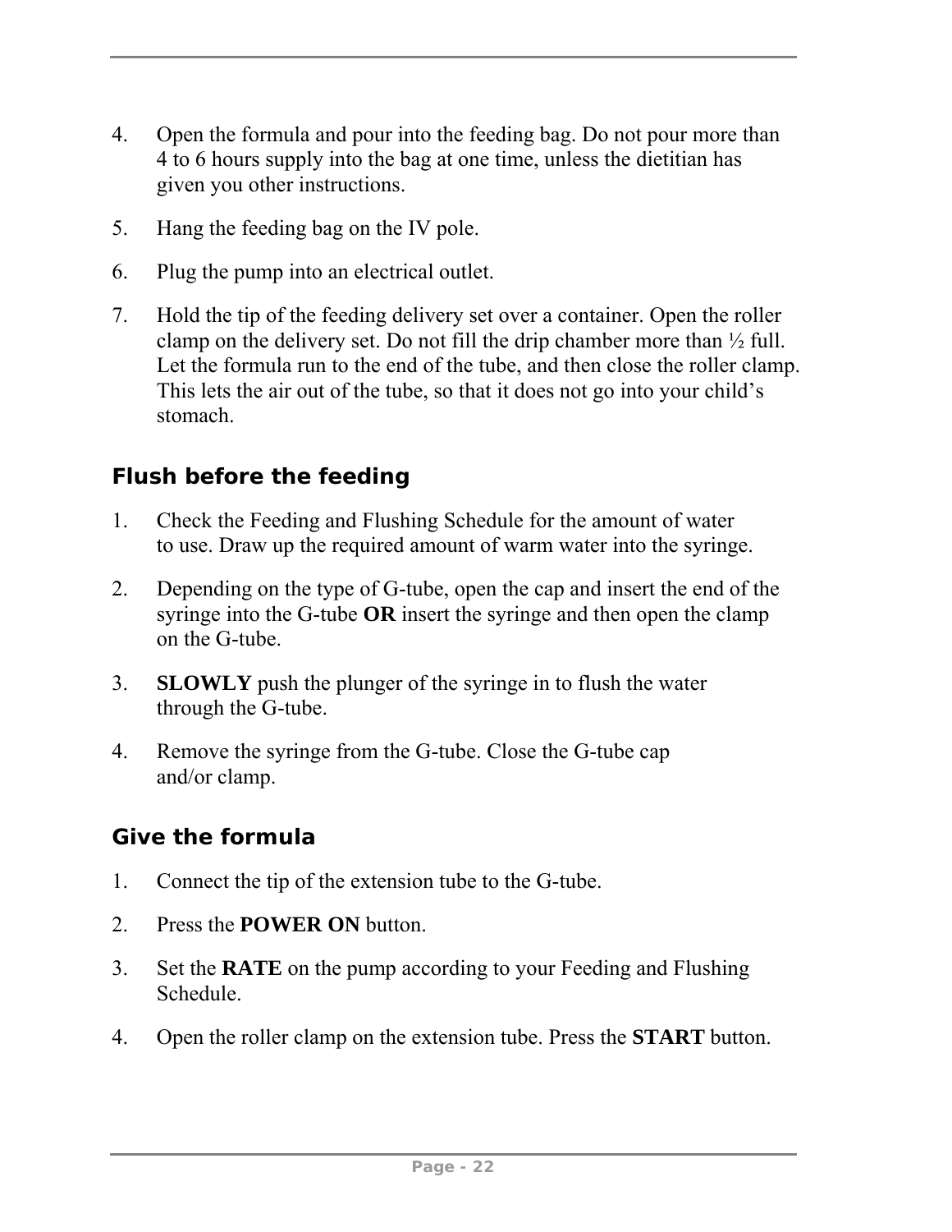4. Open the formula and pour into the feeding bag. Do not pour more than 4 to 6 hours supply into the bag at one time, unless the dietitian has given you other instructions.

5. Hang the feeding bag on the IV pole.

6. Plug the pump into an electrical outlet.

7. Hold the tip of the feeding delivery set over a container. Open the roller clamp on the delivery set. Do not fill the drip chamber more than ½ full. Let the formula run to the end of the tube, and then close the roller clamp. This lets the air out of the tube, so that it does not go into your child's stomach.

## Flush before the feeding

1. Check the Feeding and Flushing Schedule for the amount of water to use. Draw up the required amount of warm water into the syringe.

2. Depending on the type of G-tube, open the cap and insert the end of the syringe into the G-tube **OR** insert the syringe and then open the clamp on the G-tube.

3. **SLOWLY** push the plunger of the syringe in to flush the water through the G-tube.

4. Remove the syringe from the G-tube. Close the G-tube cap and/or clamp.

## Give the formula

1. Connect the tip of the extension tube to the G-tube.

2. Press the **POWER ON** button.

3. Set the **RATE** on the pump according to your Feeding and Flushing Schedule.

4. Open the roller clamp on the extension tube. Press the **START** button.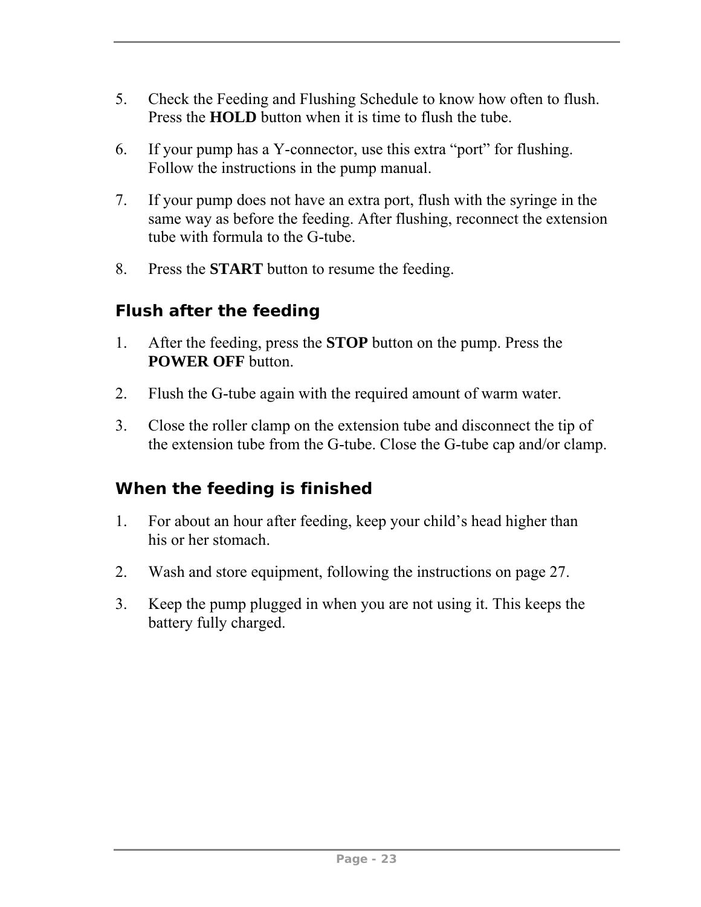5. Check the Feeding and Flushing Schedule to know how often to flush. Press the **HOLD** button when it is time to flush the tube.

6. If your pump has a Y-connector, use this extra "port" for flushing. Follow the instructions in the pump manual.

7. If your pump does not have an extra port, flush with the syringe in the same way as before the feeding. After flushing, reconnect the extension tube with formula to the G-tube.

8. Press the **START** button to resume the feeding.

### Flush after the feeding

1. After the feeding, press the **STOP** button on the pump. Press the **POWER OFF** button.

2. Flush the G-tube again with the required amount of warm water.

3. Close the roller clamp on the extension tube and disconnect the tip of the extension tube from the G-tube. Close the G-tube cap and/or clamp.

### When the feeding is finished

1. For about an hour after feeding, keep your child's head higher than his or her stomach.

2. Wash and store equipment, following the instructions on page 27.

3. Keep the pump plugged in when you are not using it. This keeps the battery fully charged.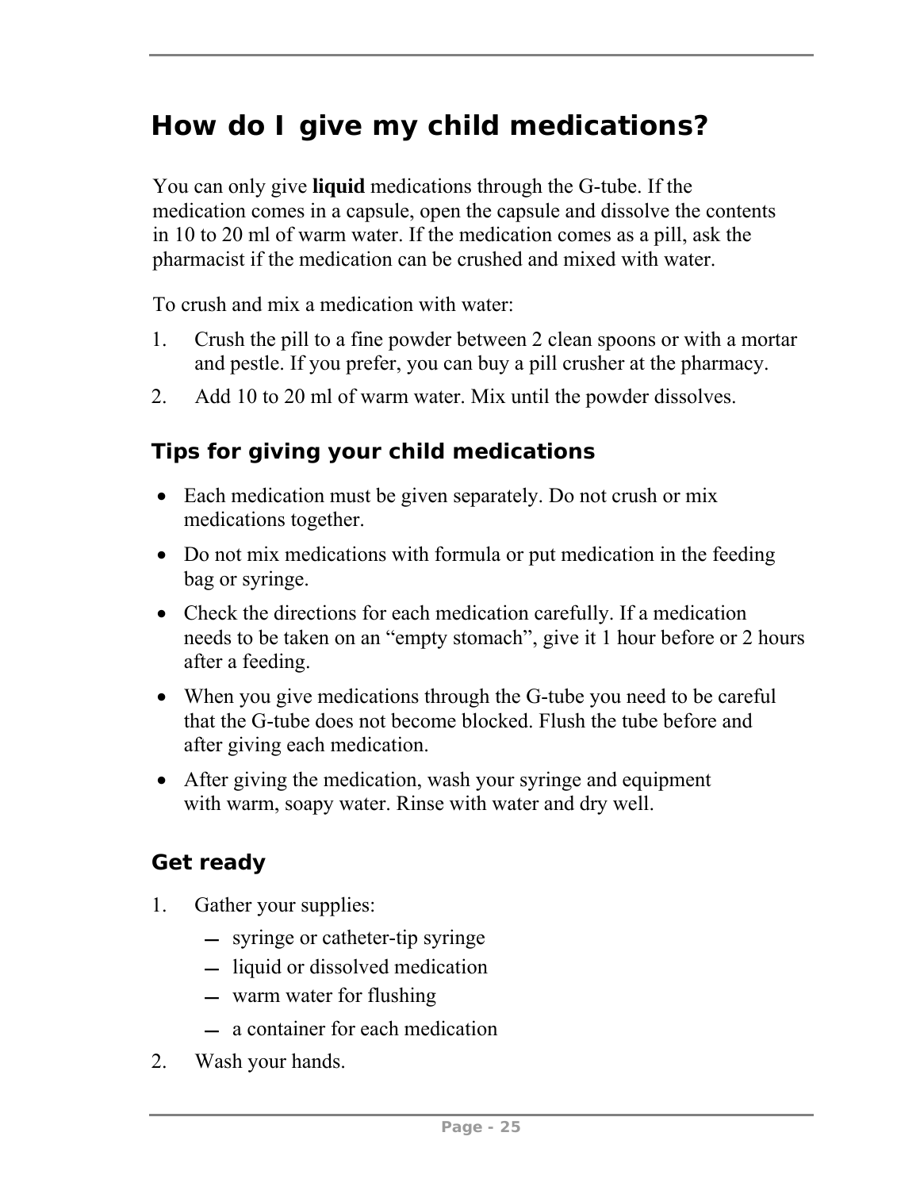## How do I give my child medications?

You can only give **liquid** medications through the G-tube. If the medication comes in a capsule, open the capsule and dissolve the contents in 10 to 20 ml of warm water. If the medication comes as a pill, ask the pharmacist if the medication can be crushed and mixed with water.

To crush and mix a medication with water:

1. Crush the pill to a fine powder between 2 clean spoons or with a mortar and pestle. If you prefer, you can buy a pill crusher at the pharmacy.
2. Add 10 to 20 ml of warm water. Mix until the powder dissolves.

### Tips for giving your child medications

- Each medication must be given separately. Do not crush or mix medications together.
- Do not mix medications with formula or put medication in the feeding bag or syringe.
- Check the directions for each medication carefully. If a medication needs to be taken on an "empty stomach", give it 1 hour before or 2 hours after a feeding.
- When you give medications through the G-tube you need to be careful that the G-tube does not become blocked. Flush the tube before and after giving each medication.
- After giving the medication, wash your syringe and equipment with warm, soapy water. Rinse with water and dry well.

### Get ready

1. Gather your supplies:
   - syringe or catheter-tip syringe
   - liquid or dissolved medication
   - warm water for flushing
   - a container for each medication
2. Wash your hands.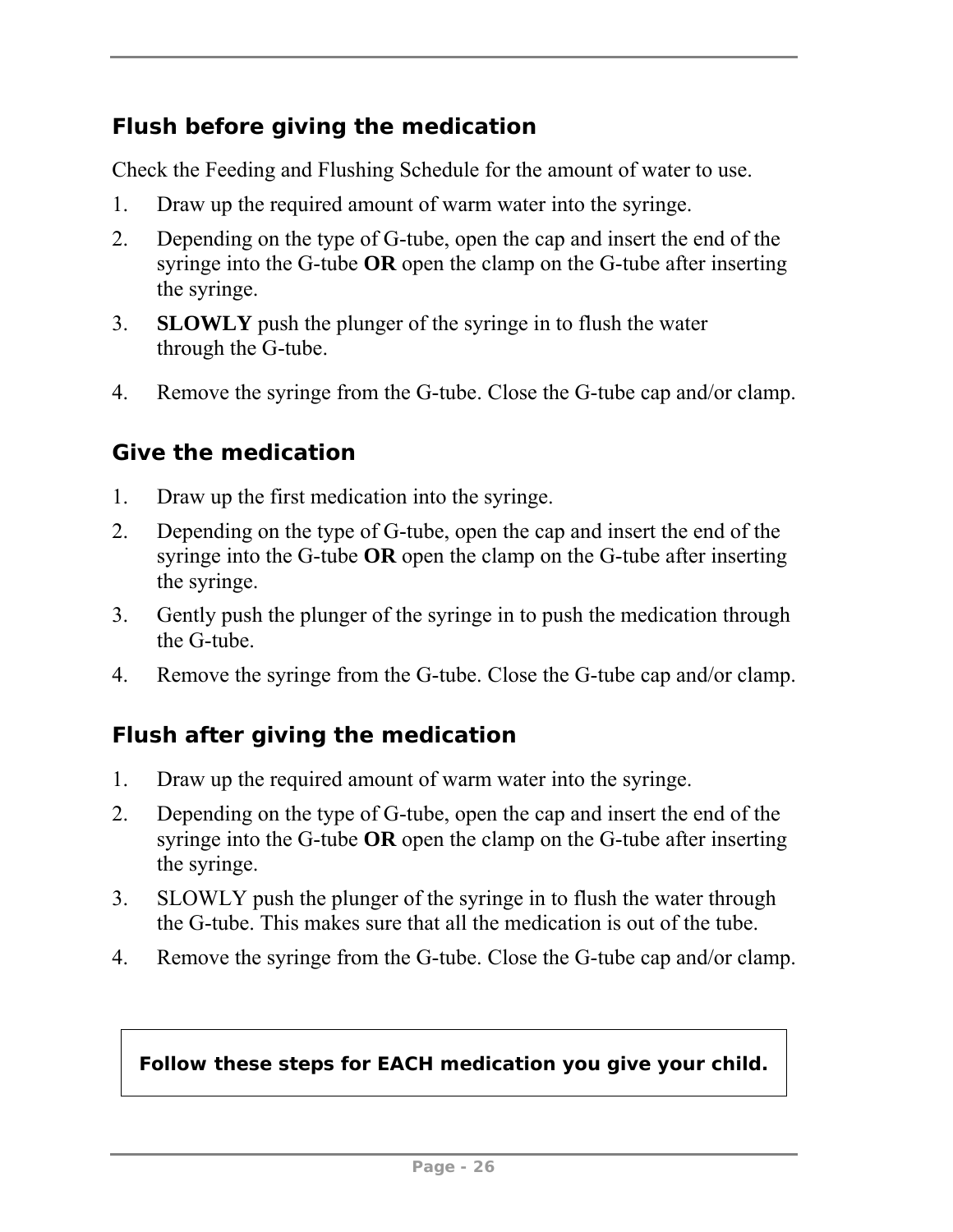## Flush before giving the medication

Check the Feeding and Flushing Schedule for the amount of water to use.

1. Draw up the required amount of warm water into the syringe.
2. Depending on the type of G-tube, open the cap and insert the end of the syringe into the G-tube **OR** open the clamp on the G-tube after inserting the syringe.
3. **SLOWLY** push the plunger of the syringe in to flush the water through the G-tube.
4. Remove the syringe from the G-tube. Close the G-tube cap and/or clamp.

## Give the medication

1. Draw up the first medication into the syringe.
2. Depending on the type of G-tube, open the cap and insert the end of the syringe into the G-tube **OR** open the clamp on the G-tube after inserting the syringe.
3. Gently push the plunger of the syringe in to push the medication through the G-tube.
4. Remove the syringe from the G-tube. Close the G-tube cap and/or clamp.

## Flush after giving the medication

1. Draw up the required amount of warm water into the syringe.
2. Depending on the type of G-tube, open the cap and insert the end of the syringe into the G-tube **OR** open the clamp on the G-tube after inserting the syringe.
3. SLOWLY push the plunger of the syringe in to flush the water through the G-tube. This makes sure that all the medication is out of the tube.
4. Remove the syringe from the G-tube. Close the G-tube cap and/or clamp.

**Follow these steps for EACH medication you give your child.**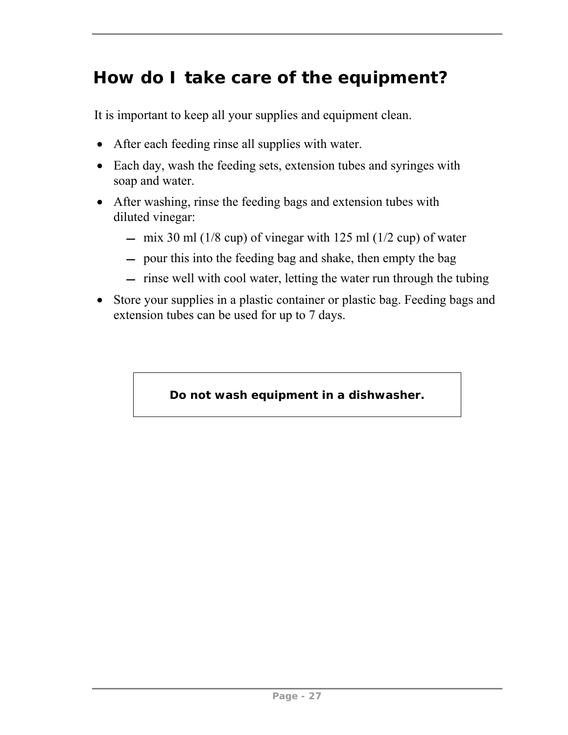## How do I take care of the equipment?

It is important to keep all your supplies and equipment clean.

- After each feeding rinse all supplies with water.
- Each day, wash the feeding sets, extension tubes and syringes with soap and water.
- After washing, rinse the feeding bags and extension tubes with diluted vinegar:
  - mix 30 ml (1/8 cup) of vinegar with 125 ml (1/2 cup) of water
  - pour this into the feeding bag and shake, then empty the bag
  - rinse well with cool water, letting the water run through the tubing
- Store your supplies in a plastic container or plastic bag. Feeding bags and extension tubes can be used for up to 7 days.

**Do not wash equipment in a dishwasher.**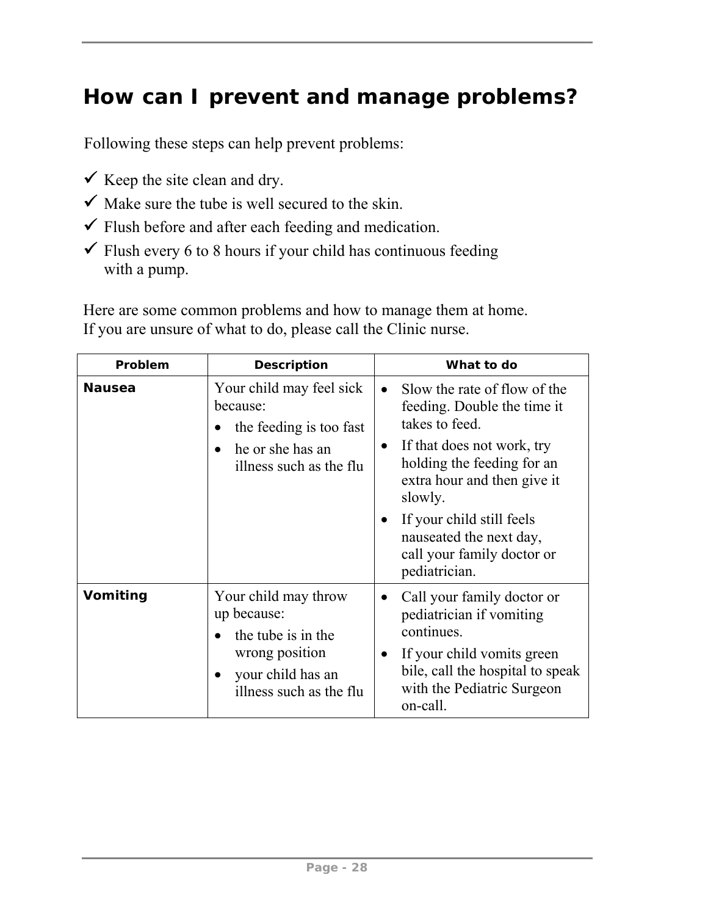## How can I prevent and manage problems?

Following these steps can help prevent problems:

- ✓ Keep the site clean and dry.
- ✓ Make sure the tube is well secured to the skin.
- ✓ Flush before and after each feeding and medication.
- ✓ Flush every 6 to 8 hours if your child has continuous feeding with a pump.

Here are some common problems and how to manage them at home. If you are unsure of what to do, please call the Clinic nurse.

| Problem | Description | What to do |
| --- | --- | --- |
| **Nausea** | Your child may feel sick because:<br>• the feeding is too fast<br>• he or she has an illness such as the flu | • Slow the rate of flow of the feeding. Double the time it takes to feed.<br>• If that does not work, try holding the feeding for an extra hour and then give it slowly.<br>• If your child still feels nauseated the next day, call your family doctor or pediatrician. |
| **Vomiting** | Your child may throw up because:<br>• the tube is in the wrong position<br>• your child has an illness such as the flu | • Call your family doctor or pediatrician if vomiting continues.<br>• If your child vomits green bile, call the hospital to speak with the Pediatric Surgeon on-call. |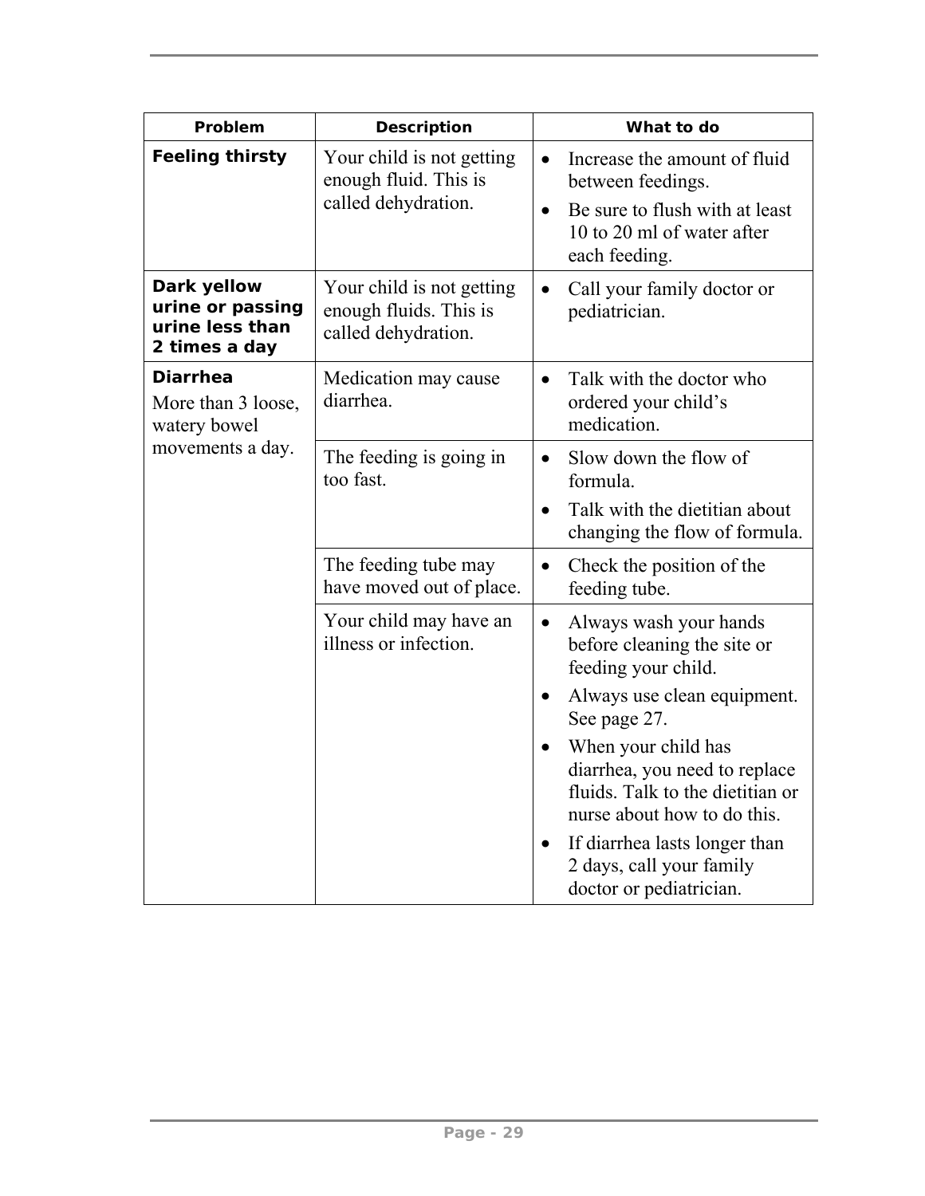| Problem | Description | What to do |
|---|---|---|
| **Feeling thirsty** | Your child is not getting enough fluid. This is called dehydration. | • Increase the amount of fluid between feedings.<br>• Be sure to flush with at least 10 to 20 ml of water after each feeding. |
| **Dark yellow urine or passing urine less than 2 times a day** | Your child is not getting enough fluids. This is called dehydration. | • Call your family doctor or pediatrician. |
| **Diarrhea**<br>More than 3 loose, watery bowel movements a day. | Medication may cause diarrhea. | • Talk with the doctor who ordered your child's medication. |
| | The feeding is going in too fast. | • Slow down the flow of formula.<br>• Talk with the dietitian about changing the flow of formula. |
| | The feeding tube may have moved out of place. | • Check the position of the feeding tube. |
| | Your child may have an illness or infection. | • Always wash your hands before cleaning the site or feeding your child.<br>• Always use clean equipment. See page 27.<br>• When your child has diarrhea, you need to replace fluids. Talk to the dietitian or nurse about how to do this.<br>• If diarrhea lasts longer than 2 days, call your family doctor or pediatrician. |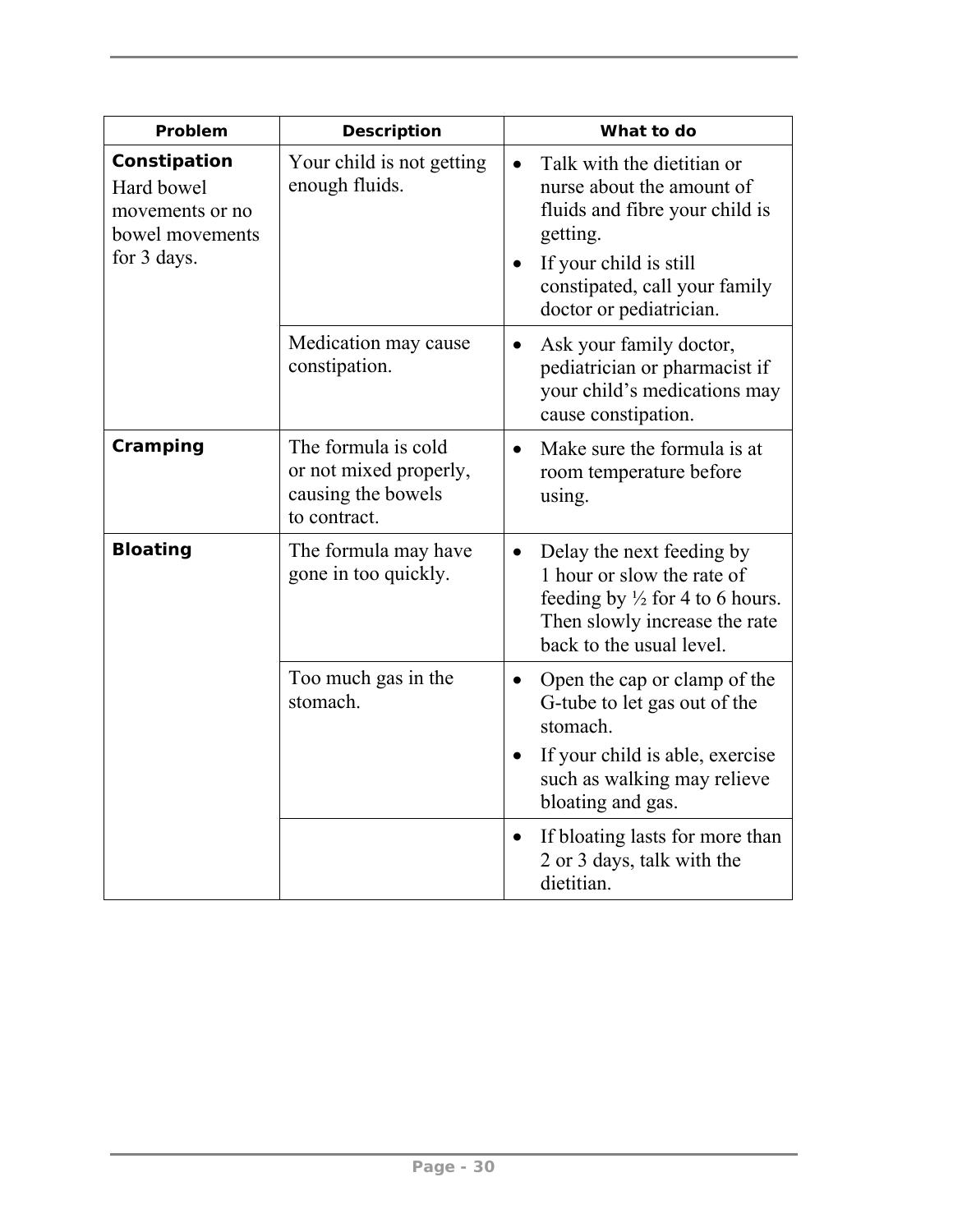| Problem | Description | What to do |
| --- | --- | --- |
| **Constipation** Hard bowel movements or no bowel movements for 3 days. | Your child is not getting enough fluids. | • Talk with the dietitian or nurse about the amount of fluids and fibre your child is getting. • If your child is still constipated, call your family doctor or pediatrician. |
| | Medication may cause constipation. | • Ask your family doctor, pediatrician or pharmacist if your child's medications may cause constipation. |
| **Cramping** | The formula is cold or not mixed properly, causing the bowels to contract. | • Make sure the formula is at room temperature before using. |
| **Bloating** | The formula may have gone in too quickly. | • Delay the next feeding by 1 hour or slow the rate of feeding by ½ for 4 to 6 hours. Then slowly increase the rate back to the usual level. |
| | Too much gas in the stomach. | • Open the cap or clamp of the G-tube to let gas out of the stomach. • If your child is able, exercise such as walking may relieve bloating and gas. |
| | | • If bloating lasts for more than 2 or 3 days, talk with the dietitian. |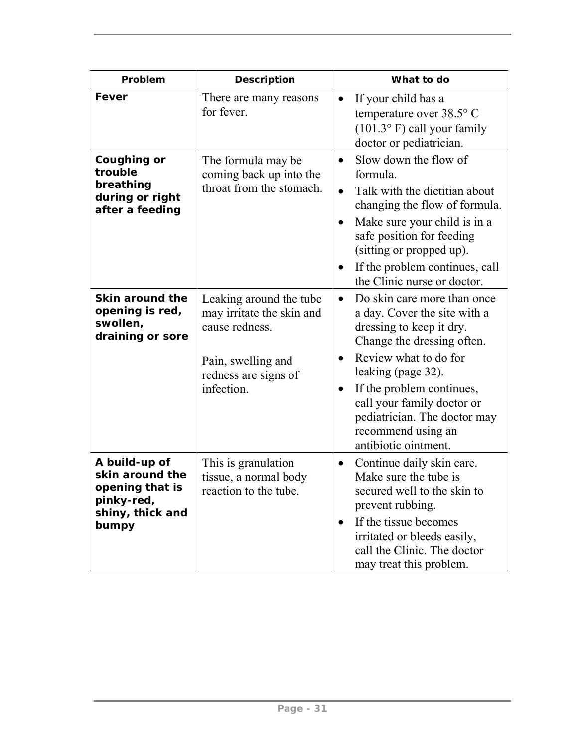| Problem | Description | What to do |
|---|---|---|
| **Fever** | There are many reasons for fever. | • If your child has a temperature over 38.5° C (101.3° F) call your family doctor or pediatrician. |
| **Coughing or trouble breathing during or right after a feeding** | The formula may be coming back up into the throat from the stomach. | • Slow down the flow of formula.<br>• Talk with the dietitian about changing the flow of formula.<br>• Make sure your child is in a safe position for feeding (sitting or propped up).<br>• If the problem continues, call the Clinic nurse or doctor. |
| **Skin around the opening is red, swollen, draining or sore** | Leaking around the tube may irritate the skin and cause redness.<br><br>Pain, swelling and redness are signs of infection. | • Do skin care more than once a day. Cover the site with a dressing to keep it dry. Change the dressing often.<br>• Review what to do for leaking (page 32).<br>• If the problem continues, call your family doctor or pediatrician. The doctor may recommend using an antibiotic ointment. |
| **A build-up of skin around the opening that is pinky-red, shiny, thick and bumpy** | This is granulation tissue, a normal body reaction to the tube. | • Continue daily skin care. Make sure the tube is secured well to the skin to prevent rubbing.<br>• If the tissue becomes irritated or bleeds easily, call the Clinic. The doctor may treat this problem. |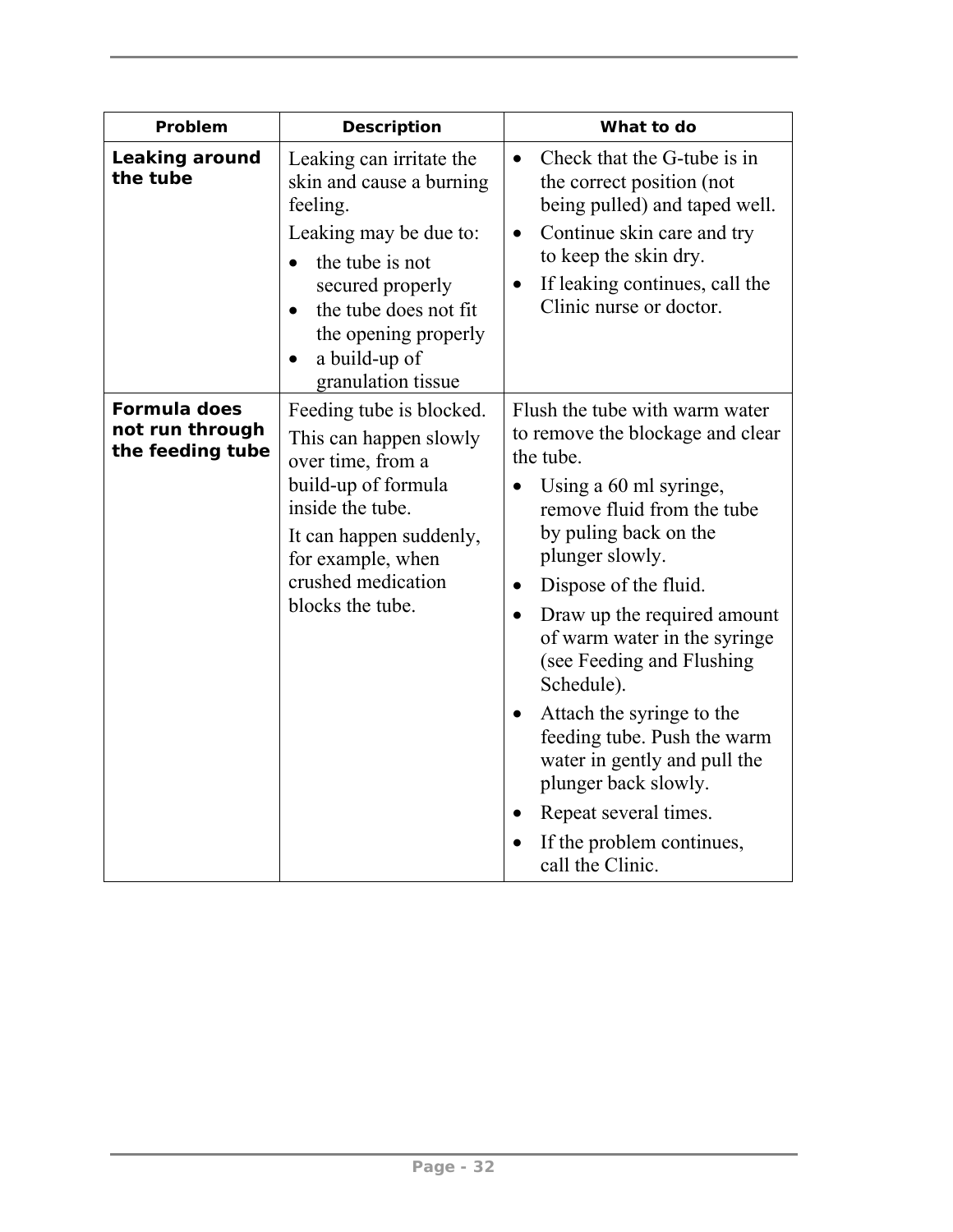| Problem | Description | What to do |
| --- | --- | --- |
| **Leaking around the tube** | Leaking can irritate the skin and cause a burning feeling.<br><br>Leaking may be due to:<br>• the tube is not secured properly<br>• the tube does not fit the opening properly<br>• a build-up of granulation tissue | • Check that the G-tube is in the correct position (not being pulled) and taped well.<br>• Continue skin care and try to keep the skin dry.<br>• If leaking continues, call the Clinic nurse or doctor. |
| **Formula does not run through the feeding tube** | Feeding tube is blocked.<br><br>This can happen slowly over time, from a build-up of formula inside the tube.<br><br>It can happen suddenly, for example, when crushed medication blocks the tube. | Flush the tube with warm water to remove the blockage and clear the tube.<br>• Using a 60 ml syringe, remove fluid from the tube by puling back on the plunger slowly.<br>• Dispose of the fluid.<br>• Draw up the required amount of warm water in the syringe (see Feeding and Flushing Schedule).<br>• Attach the syringe to the feeding tube. Push the warm water in gently and pull the plunger back slowly.<br>• Repeat several times.<br>• If the problem continues, call the Clinic. |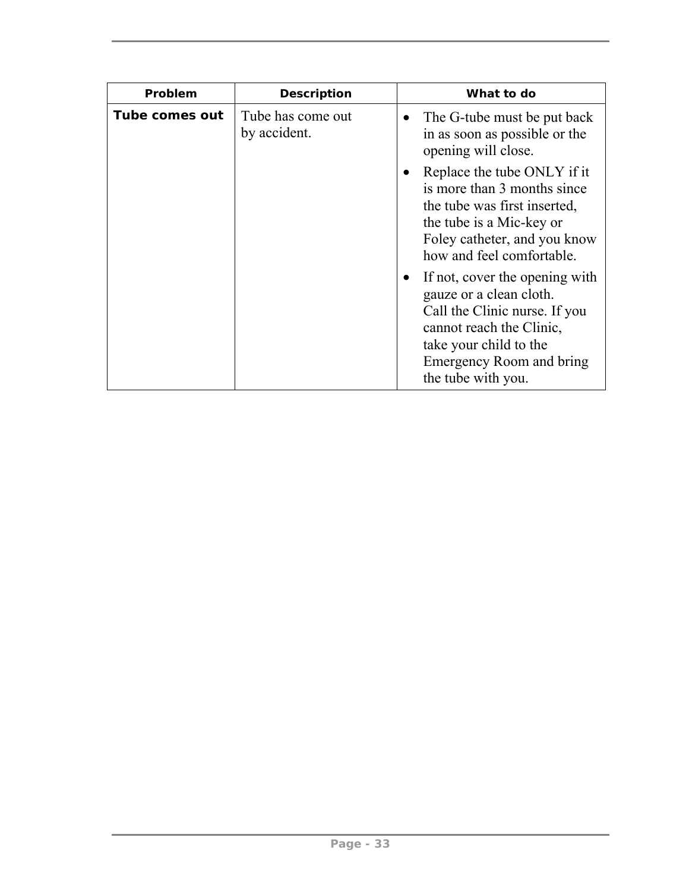| Problem | Description | What to do |
|---|---|---|
| **Tube comes out** | Tube has come out by accident. | • The G-tube must be put back in as soon as possible or the opening will close.<br>• Replace the tube ONLY if it is more than 3 months since the tube was first inserted, the tube is a Mic-key or Foley catheter, and you know how and feel comfortable.<br>• If not, cover the opening with gauze or a clean cloth. Call the Clinic nurse. If you cannot reach the Clinic, take your child to the Emergency Room and bring the tube with you. |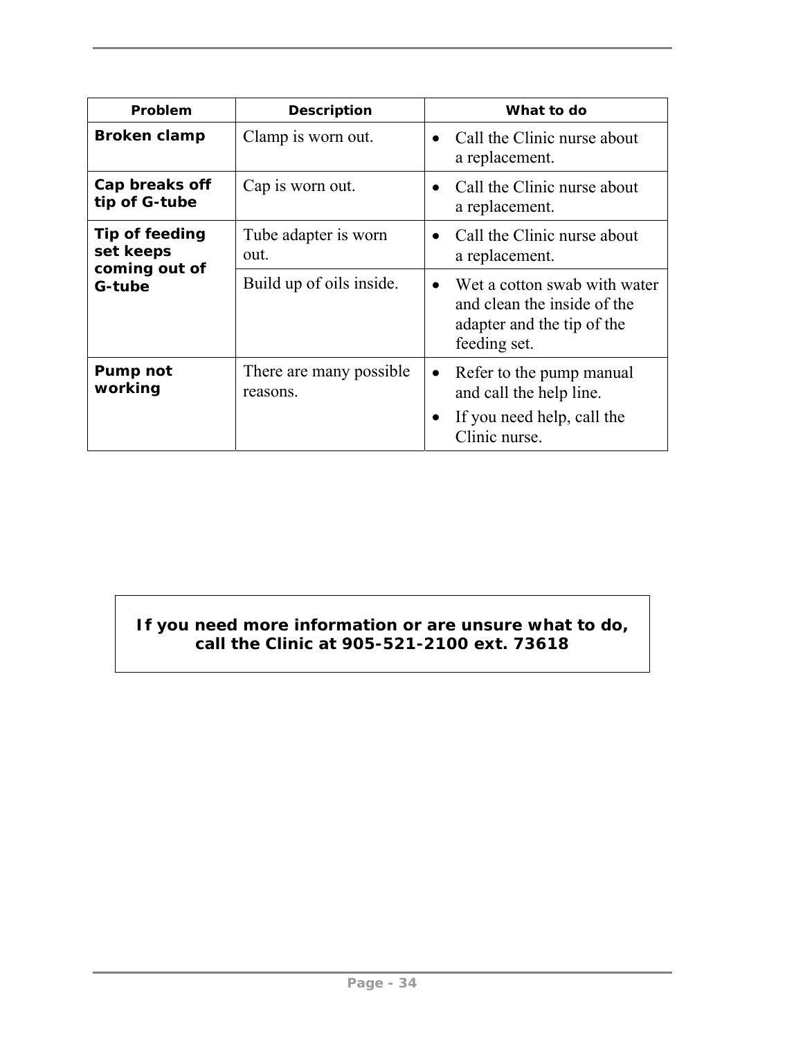| Problem | Description | What to do |
| --- | --- | --- |
| **Broken clamp** | Clamp is worn out. | • Call the Clinic nurse about a replacement. |
| **Cap breaks off tip of G-tube** | Cap is worn out. | • Call the Clinic nurse about a replacement. |
| **Tip of feeding set keeps coming out of G-tube** | Tube adapter is worn out. | • Call the Clinic nurse about a replacement. |
| | Build up of oils inside. | • Wet a cotton swab with water and clean the inside of the adapter and the tip of the feeding set. |
| **Pump not working** | There are many possible reasons. | • Refer to the pump manual and call the help line.<br>• If you need help, call the Clinic nurse. |

**If you need more information or are unsure what to do, call the Clinic at 905-521-2100 ext. 73618**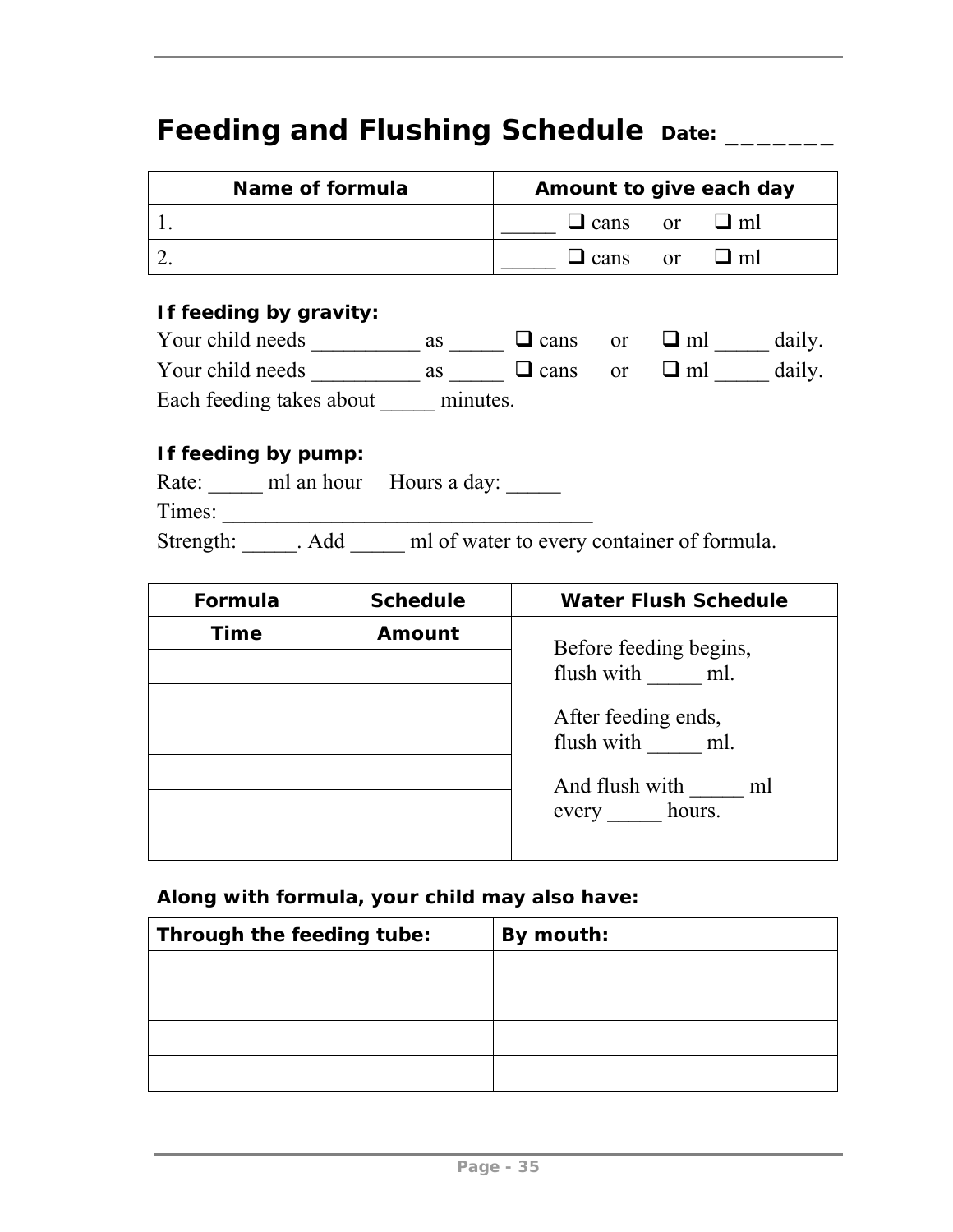# Feeding and Flushing Schedule **Date: _______**

| Name of formula | Amount to give each day |
|---|---|
| 1. | _____ ❑ cans or ❑ ml |
| 2. | _____ ❑ cans or ❑ ml |

**If feeding by gravity:**

Your child needs __________ as _____ ❑ cans or ❑ ml _____ daily.
Your child needs __________ as _____ ❑ cans or ❑ ml _____ daily.
Each feeding takes about _____ minutes.

**If feeding by pump:**

Rate: _____ ml an hour Hours a day: _____
Times: ___________________________________
Strength: _____. Add _____ ml of water to every container of formula.

| Formula | Schedule | Water Flush Schedule |
|---|---|---|
| **Time** | **Amount** | Before feeding begins, flush with _____ ml. After feeding ends, flush with _____ ml. And flush with _____ ml every _____ hours. |
| | | |
| | | |
| | | |
| | | |
| | | |
| | | |

**Along with formula, your child may also have:**

| Through the feeding tube: | By mouth: |
|---|---|
| | |
| | |
| | |
| | |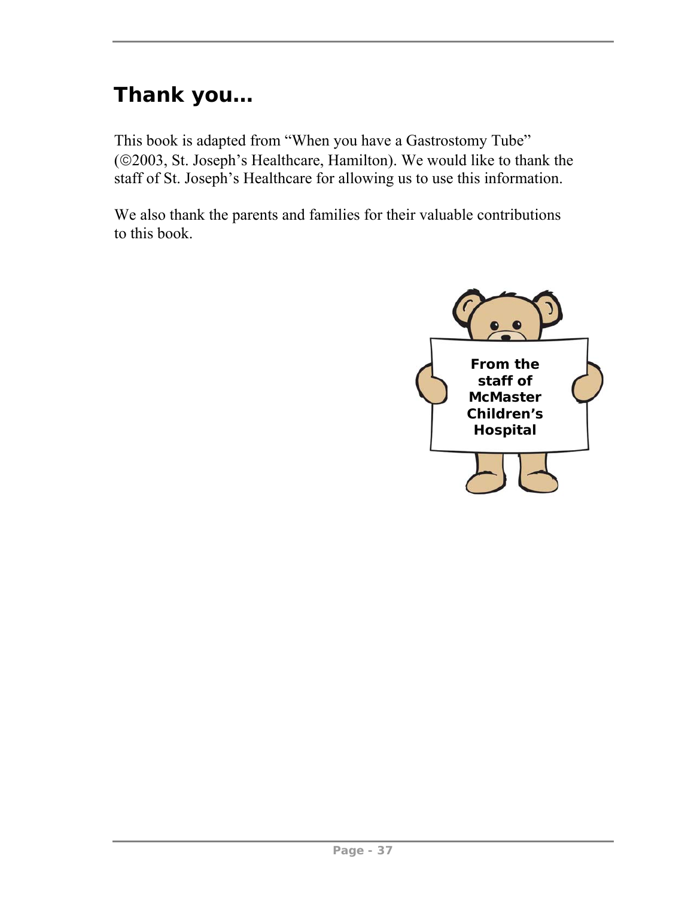# Thank you…

This book is adapted from “When you have a Gastrostomy Tube” (©2003, St. Joseph’s Healthcare, Hamilton). We would like to thank the staff of St. Joseph’s Healthcare for allowing us to use this information.

We also thank the parents and families for their valuable contributions to this book.

**From the staff of McMaster Children’s Hospital**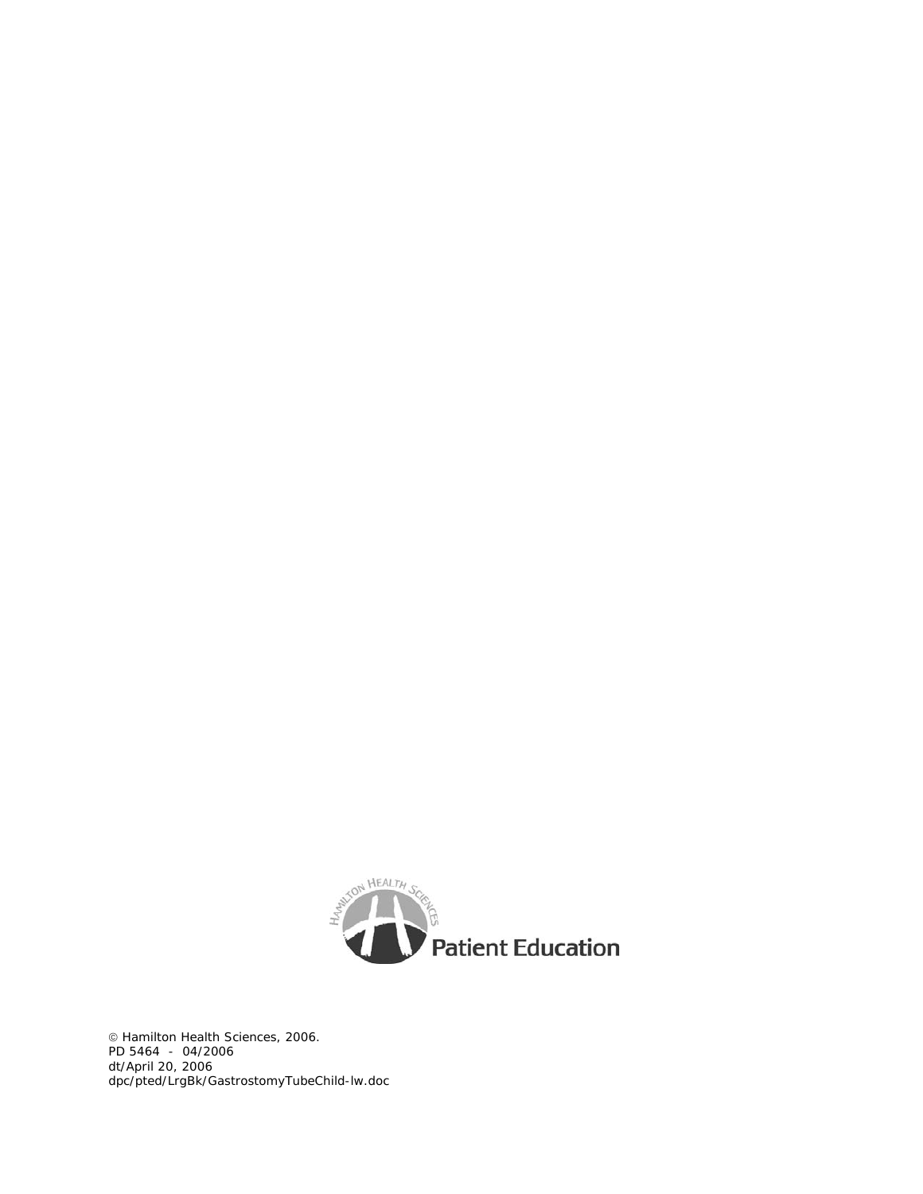Patient Education

© Hamilton Health Sciences, 2006.
PD 5464 - 04/2006
dt/April 20, 2006
dpc/pted/LrgBk/GastrostomyTubeChild-lw.doc